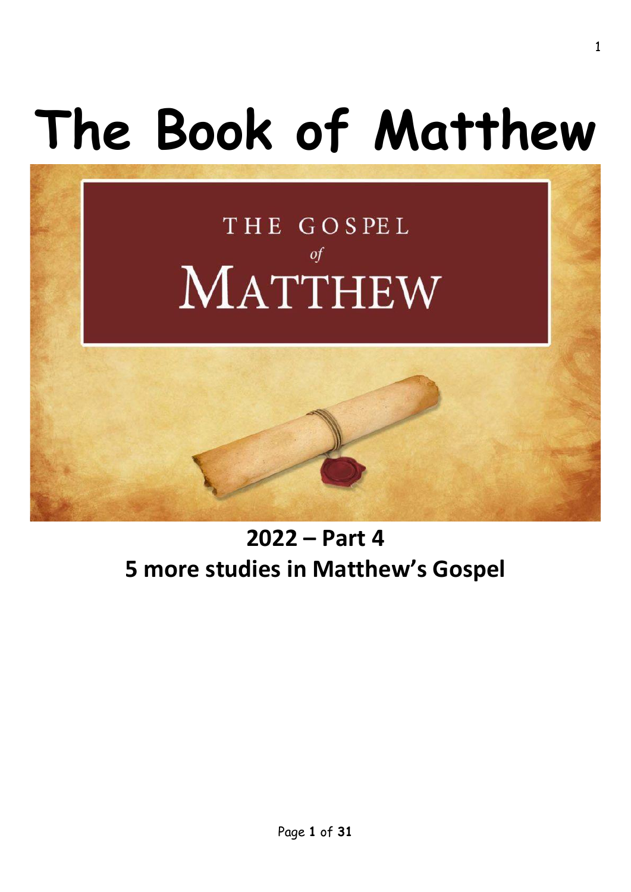# The Book of Matthew

THE GOSPEL

*of*

MATTHEW

## 2022 – Part 4
## 5 more studies in Matthew's Gospel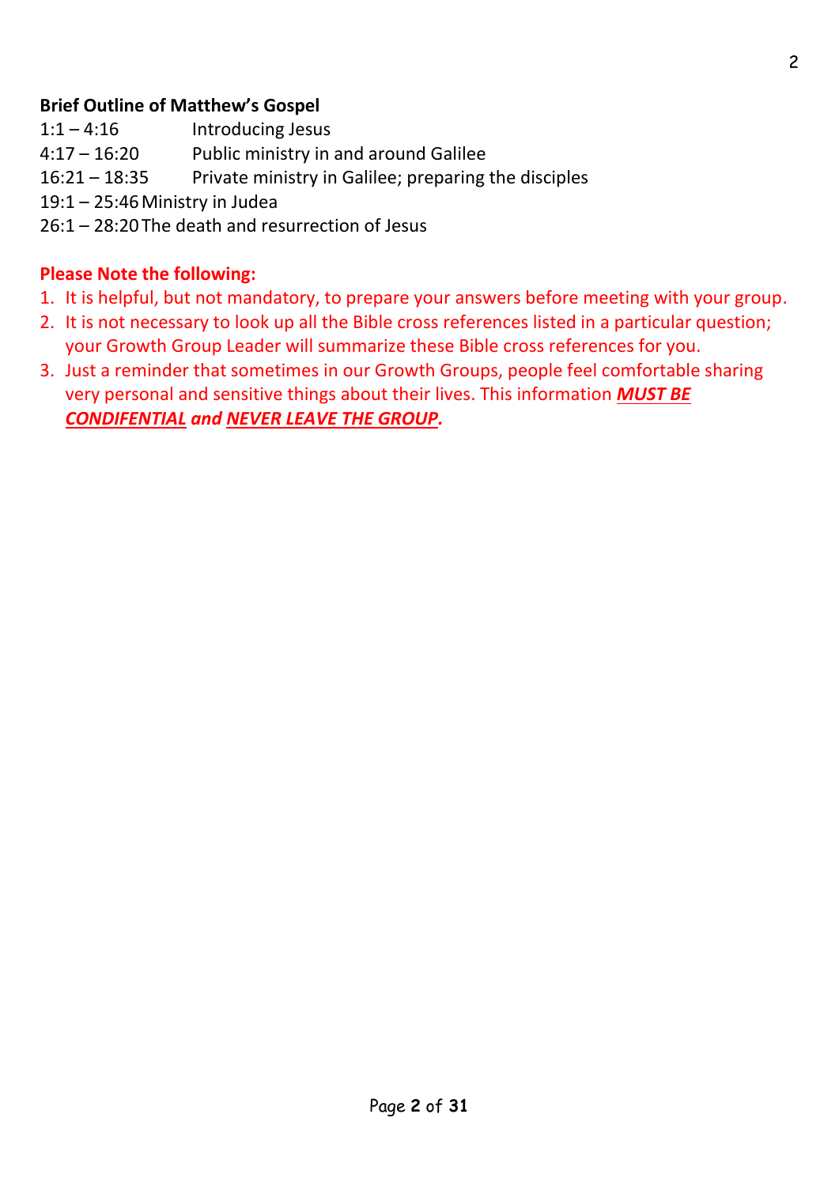**Brief Outline of Matthew's Gospel**

| | |
|---|---|
| 1:1 – 4:16 | Introducing Jesus |
| 4:17 – 16:20 | Public ministry in and around Galilee |
| 16:21 – 18:35 | Private ministry in Galilee; preparing the disciples |
| 19:1 – 25:46 | Ministry in Judea |
| 26:1 – 28:20 | The death and resurrection of Jesus |

**Please Note the following:**

1. It is helpful, but not mandatory, to prepare your answers before meeting with your group.
2. It is not necessary to look up all the Bible cross references listed in a particular question; your Growth Group Leader will summarize these Bible cross references for you.
3. Just a reminder that sometimes in our Growth Groups, people feel comfortable sharing very personal and sensitive things about their lives. This information ***MUST BE CONDIFENTIAL*** ***and*** ***NEVER LEAVE THE GROUP.***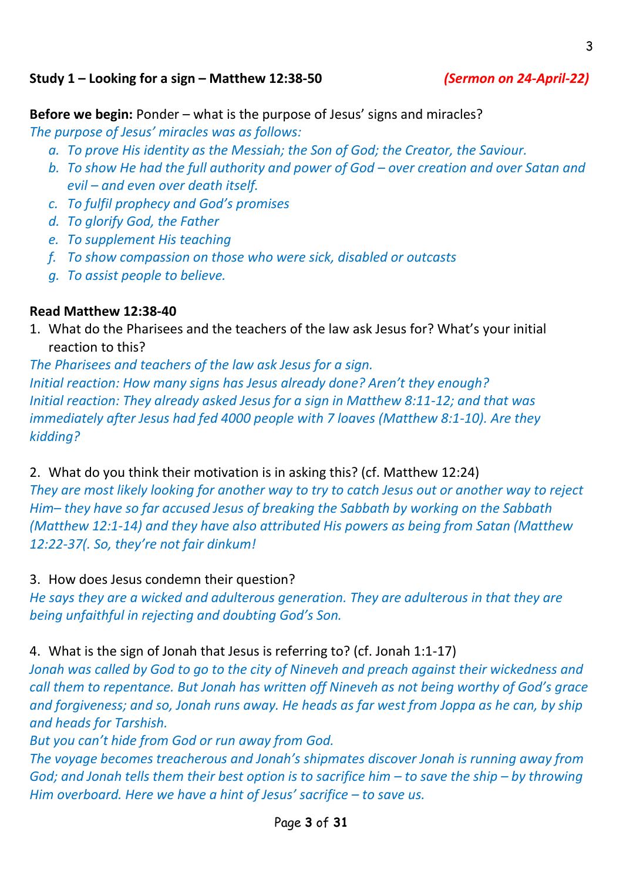**Study 1 – Looking for a sign – Matthew 12:38-50** ***(Sermon on 24-April-22)***

**Before we begin:** Ponder – what is the purpose of Jesus' signs and miracles?
*The purpose of Jesus' miracles was as follows:*

a. *To prove His identity as the Messiah; the Son of God; the Creator, the Saviour.*
b. *To show He had the full authority and power of God – over creation and over Satan and evil – and even over death itself.*
c. *To fulfil prophecy and God's promises*
d. *To glorify God, the Father*
e. *To supplement His teaching*
f. *To show compassion on those who were sick, disabled or outcasts*
g. *To assist people to believe.*

**Read Matthew 12:38-40**

1. What do the Pharisees and the teachers of the law ask Jesus for? What's your initial reaction to this?

*The Pharisees and teachers of the law ask Jesus for a sign.*
*Initial reaction: How many signs has Jesus already done? Aren't they enough?*
*Initial reaction: They already asked Jesus for a sign in Matthew 8:11-12; and that was immediately after Jesus had fed 4000 people with 7 loaves (Matthew 8:1-10). Are they kidding?*

2. What do you think their motivation is in asking this? (cf. Matthew 12:24)

*They are most likely looking for another way to try to catch Jesus out or another way to reject Him– they have so far accused Jesus of breaking the Sabbath by working on the Sabbath (Matthew 12:1-14) and they have also attributed His powers as being from Satan (Matthew 12:22-37(. So, they're not fair dinkum!*

3. How does Jesus condemn their question?

*He says they are a wicked and adulterous generation. They are adulterous in that they are being unfaithful in rejecting and doubting God's Son.*

4. What is the sign of Jonah that Jesus is referring to? (cf. Jonah 1:1-17)

*Jonah was called by God to go to the city of Nineveh and preach against their wickedness and call them to repentance. But Jonah has written off Nineveh as not being worthy of God's grace and forgiveness; and so, Jonah runs away. He heads as far west from Joppa as he can, by ship and heads for Tarshish.*
*But you can't hide from God or run away from God.*
*The voyage becomes treacherous and Jonah's shipmates discover Jonah is running away from God; and Jonah tells them their best option is to sacrifice him – to save the ship – by throwing Him overboard. Here we have a hint of Jesus' sacrifice – to save us.*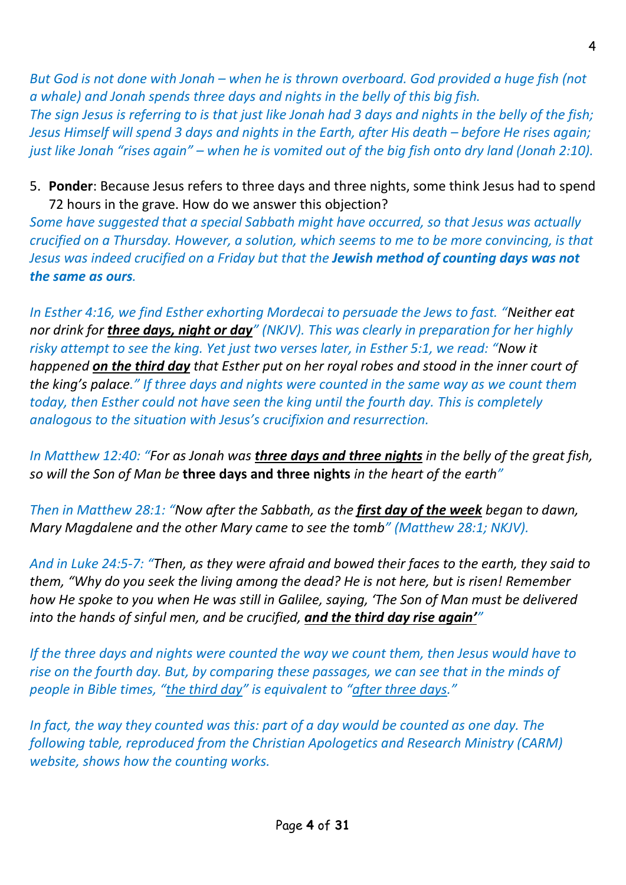*But God is not done with Jonah – when he is thrown overboard. God provided a huge fish (not a whale) and Jonah spends three days and nights in the belly of this big fish.*
*The sign Jesus is referring to is that just like Jonah had 3 days and nights in the belly of the fish; Jesus Himself will spend 3 days and nights in the Earth, after His death – before He rises again; just like Jonah "rises again" – when he is vomited out of the big fish onto dry land (Jonah 2:10).*

5. **Ponder**: Because Jesus refers to three days and three nights, some think Jesus had to spend 72 hours in the grave. How do we answer this objection?

*Some have suggested that a special Sabbath might have occurred, so that Jesus was actually crucified on a Thursday. However, a solution, which seems to me to be more convincing, is that Jesus was indeed crucified on a Friday but that the **Jewish method of counting days was not the same as ours**.*

*In Esther 4:16, we find Esther exhorting Mordecai to persuade the Jews to fast. "Neither eat nor drink for **<u>three days, night or day</u>**" (NKJV). This was clearly in preparation for her highly risky attempt to see the king. Yet just two verses later, in Esther 5:1, we read: "Now it happened **<u>on the third day</u>** that Esther put on her royal robes and stood in the inner court of the king's palace." If three days and nights were counted in the same way as we count them today, then Esther could not have seen the king until the fourth day. This is completely analogous to the situation with Jesus's crucifixion and resurrection.*

*In Matthew 12:40: "For as Jonah was **<u>three days and three nights</u>** in the belly of the great fish, so will the Son of Man be* **three days and three nights** *in the heart of the earth"*

*Then in Matthew 28:1: "Now after the Sabbath, as the **<u>first day of the week</u>** began to dawn, Mary Magdalene and the other Mary came to see the tomb" (Matthew 28:1; NKJV).*

*And in Luke 24:5-7: "Then, as they were afraid and bowed their faces to the earth, they said to them, "Why do you seek the living among the dead? He is not here, but is risen! Remember how He spoke to you when He was still in Galilee, saying, 'The Son of Man must be delivered into the hands of sinful men, and be crucified, **<u>and the third day rise again'</u>**"*

*If the three days and nights were counted the way we count them, then Jesus would have to rise on the fourth day. But, by comparing these passages, we can see that in the minds of people in Bible times, "<u>the third day</u>" is equivalent to "<u>after three days</u>."*

*In fact, the way they counted was this: part of a day would be counted as one day. The following table, reproduced from the Christian Apologetics and Research Ministry (CARM) website, shows how the counting works.*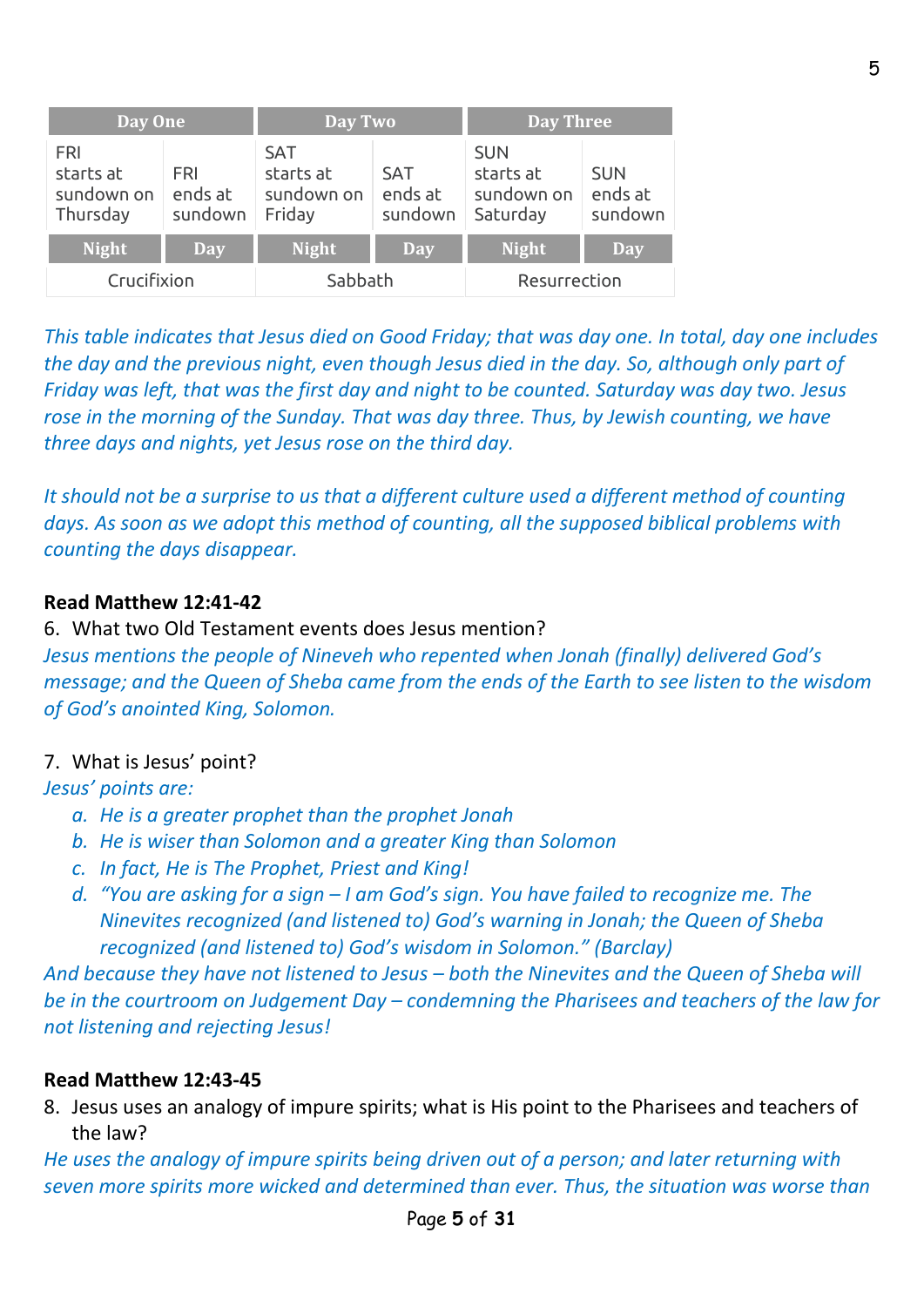| Day One | | Day Two | | Day Three | |
|---|---|---|---|---|---|
| FRI starts at sundown on Thursday | FRI ends at sundown | SAT starts at sundown on Friday | SAT ends at sundown | SUN starts at sundown on Saturday | SUN ends at sundown |
| Night | Day | Night | Day | Night | Day |
| Crucifixion | | Sabbath | | Resurrection | |

*This table indicates that Jesus died on Good Friday; that was day one. In total, day one includes the day and the previous night, even though Jesus died in the day. So, although only part of Friday was left, that was the first day and night to be counted. Saturday was day two. Jesus rose in the morning of the Sunday. That was day three. Thus, by Jewish counting, we have three days and nights, yet Jesus rose on the third day.*

*It should not be a surprise to us that a different culture used a different method of counting days. As soon as we adopt this method of counting, all the supposed biblical problems with counting the days disappear.*

**Read Matthew 12:41-42**

6. What two Old Testament events does Jesus mention?

*Jesus mentions the people of Nineveh who repented when Jonah (finally) delivered God's message; and the Queen of Sheba came from the ends of the Earth to see listen to the wisdom of God's anointed King, Solomon.*

7. What is Jesus' point?

*Jesus' points are:*

   a. *He is a greater prophet than the prophet Jonah*
   b. *He is wiser than Solomon and a greater King than Solomon*
   c. *In fact, He is The Prophet, Priest and King!*
   d. *"You are asking for a sign – I am God's sign. You have failed to recognize me. The Ninevites recognized (and listened to) God's warning in Jonah; the Queen of Sheba recognized (and listened to) God's wisdom in Solomon." (Barclay)*

*And because they have not listened to Jesus – both the Ninevites and the Queen of Sheba will be in the courtroom on Judgement Day – condemning the Pharisees and teachers of the law for not listening and rejecting Jesus!*

**Read Matthew 12:43-45**

8. Jesus uses an analogy of impure spirits; what is His point to the Pharisees and teachers of the law?

*He uses the analogy of impure spirits being driven out of a person; and later returning with seven more spirits more wicked and determined than ever. Thus, the situation was worse than*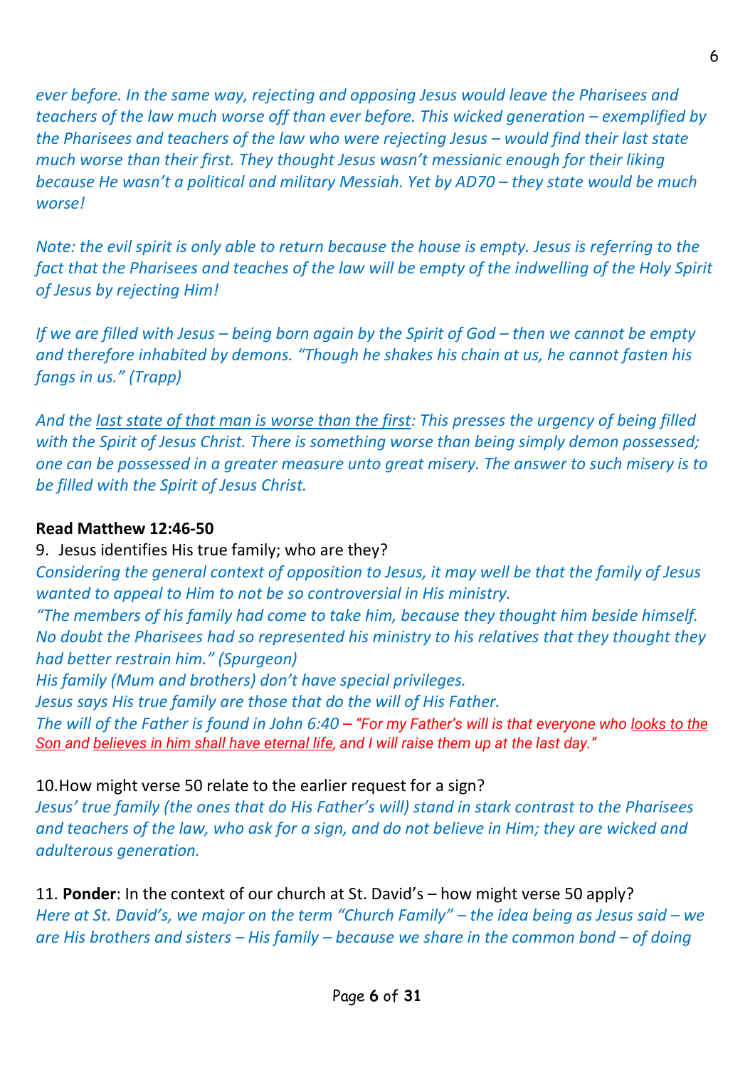*ever before. In the same way, rejecting and opposing Jesus would leave the Pharisees and teachers of the law much worse off than ever before. This wicked generation – exemplified by the Pharisees and teachers of the law who were rejecting Jesus – would find their last state much worse than their first. They thought Jesus wasn't messianic enough for their liking because He wasn't a political and military Messiah. Yet by AD70 – they state would be much worse!*

*Note: the evil spirit is only able to return because the house is empty. Jesus is referring to the fact that the Pharisees and teaches of the law will be empty of the indwelling of the Holy Spirit of Jesus by rejecting Him!*

*If we are filled with Jesus – being born again by the Spirit of God – then we cannot be empty and therefore inhabited by demons. "Though he shakes his chain at us, he cannot fasten his fangs in us." (Trapp)*

*And the <u>last state of that man is worse than the first</u>: This presses the urgency of being filled with the Spirit of Jesus Christ. There is something worse than being simply demon possessed; one can be possessed in a greater measure unto great misery. The answer to such misery is to be filled with the Spirit of Jesus Christ.*

**Read Matthew 12:46-50**

9. Jesus identifies His true family; who are they?

*Considering the general context of opposition to Jesus, it may well be that the family of Jesus wanted to appeal to Him to not be so controversial in His ministry.*

*"The members of his family had come to take him, because they thought him beside himself. No doubt the Pharisees had so represented his ministry to his relatives that they thought they had better restrain him." (Spurgeon)*

*His family (Mum and brothers) don't have special privileges.*

*Jesus says His true family are those that do the will of His Father.*

*The will of the Father is found in John 6:40 – "For my Father's will is that everyone who <u>looks to the Son</u> and <u>believes in him shall have eternal life</u>, and I will raise them up at the last day."*

10. How might verse 50 relate to the earlier request for a sign?

*Jesus' true family (the ones that do His Father's will) stand in stark contrast to the Pharisees and teachers of the law, who ask for a sign, and do not believe in Him; they are wicked and adulterous generation.*

11. **Ponder**: In the context of our church at St. David's – how might verse 50 apply?

*Here at St. David's, we major on the term "Church Family" – the idea being as Jesus said – we are His brothers and sisters – His family – because we share in the common bond – of doing*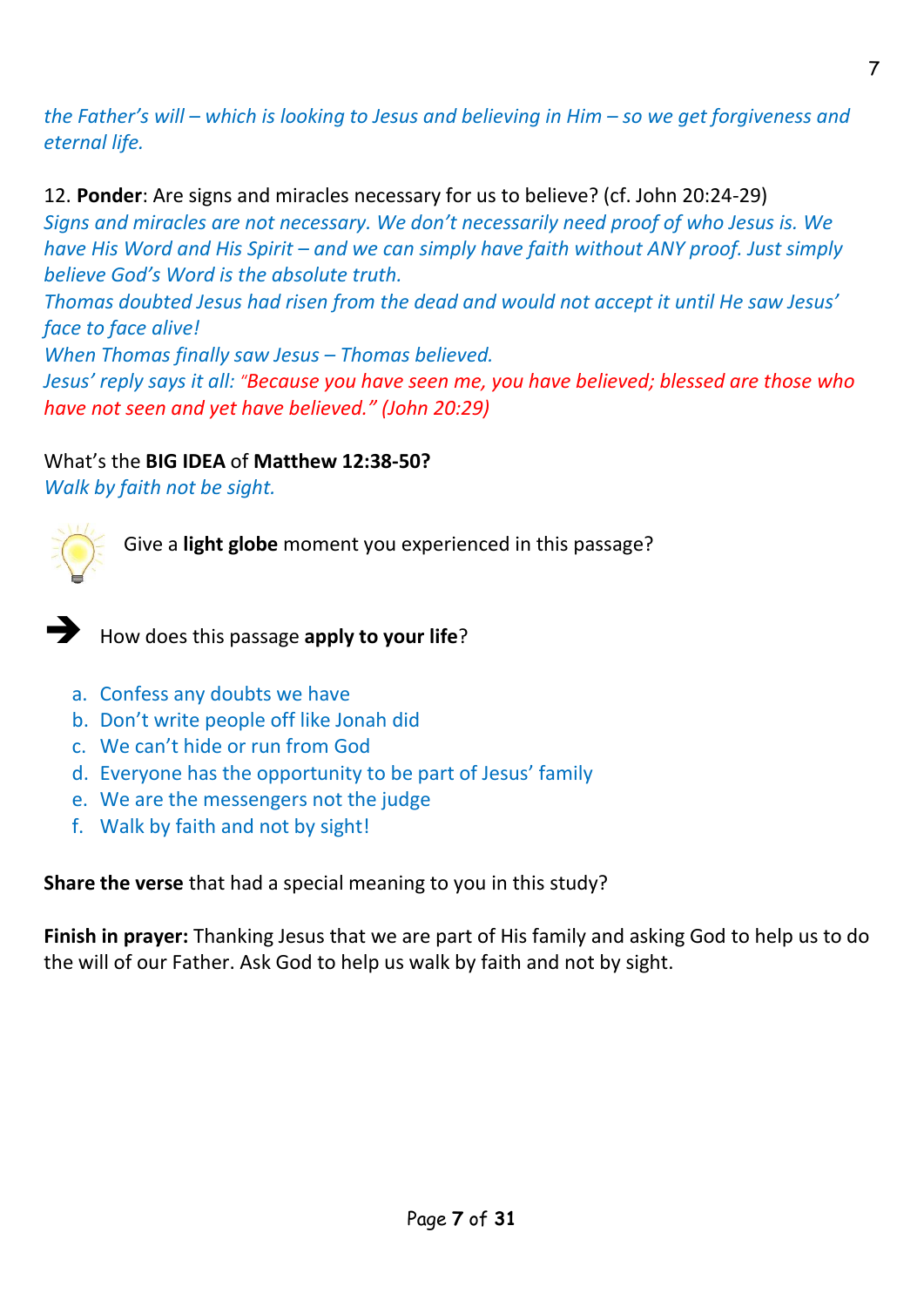*the Father's will – which is looking to Jesus and believing in Him – so we get forgiveness and eternal life.*

12. **Ponder**: Are signs and miracles necessary for us to believe? (cf. John 20:24-29)
*Signs and miracles are not necessary. We don't necessarily need proof of who Jesus is. We have His Word and His Spirit – and we can simply have faith without ANY proof. Just simply believe God's Word is the absolute truth.*
*Thomas doubted Jesus had risen from the dead and would not accept it until He saw Jesus' face to face alive!*
*When Thomas finally saw Jesus – Thomas believed.*
*Jesus' reply says it all: "Because you have seen me, you have believed; blessed are those who have not seen and yet have believed." (John 20:29)*

What's the **BIG IDEA** of **Matthew 12:38-50?**
*Walk by faith not be sight.*

Give a **light globe** moment you experienced in this passage?

➔ How does this passage **apply to your life**?

a. Confess any doubts we have
b. Don't write people off like Jonah did
c. We can't hide or run from God
d. Everyone has the opportunity to be part of Jesus' family
e. We are the messengers not the judge
f. Walk by faith and not by sight!

**Share the verse** that had a special meaning to you in this study?

**Finish in prayer:** Thanking Jesus that we are part of His family and asking God to help us to do the will of our Father. Ask God to help us walk by faith and not by sight.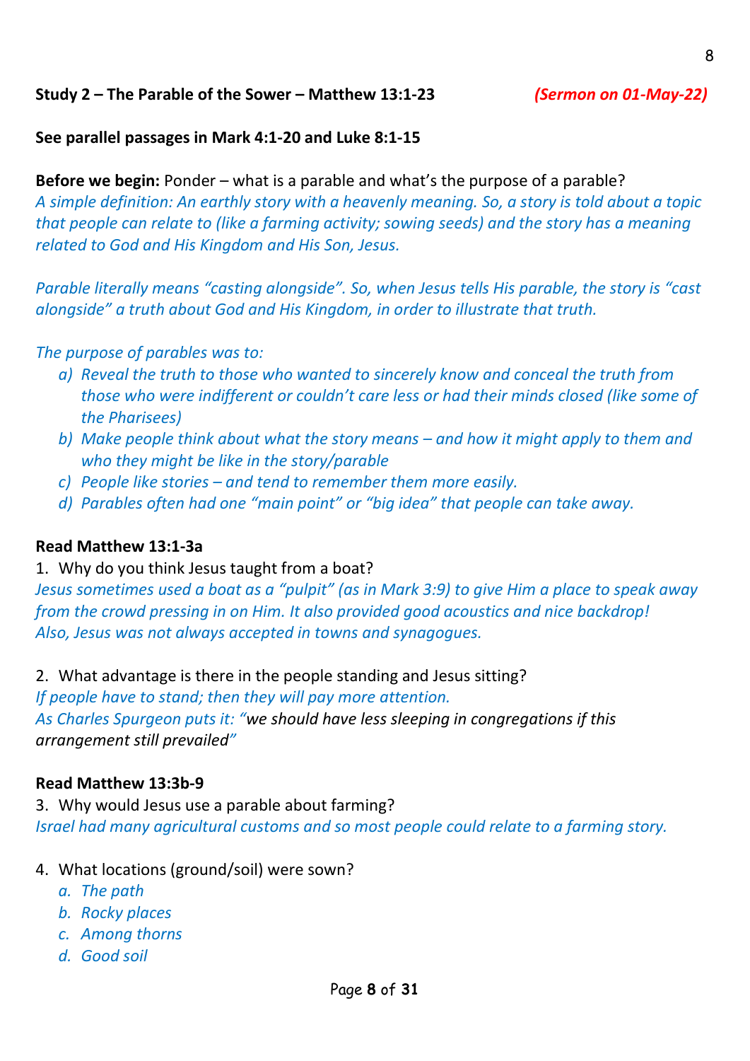**Study 2 – The Parable of the Sower – Matthew 13:1-23** ***(Sermon on 01-May-22)***

**See parallel passages in Mark 4:1-20 and Luke 8:1-15**

**Before we begin:** Ponder – what is a parable and what's the purpose of a parable?
*A simple definition: An earthly story with a heavenly meaning. So, a story is told about a topic that people can relate to (like a farming activity; sowing seeds) and the story has a meaning related to God and His Kingdom and His Son, Jesus.*

*Parable literally means "casting alongside". So, when Jesus tells His parable, the story is "cast alongside" a truth about God and His Kingdom, in order to illustrate that truth.*

*The purpose of parables was to:*

- *a) Reveal the truth to those who wanted to sincerely know and conceal the truth from those who were indifferent or couldn't care less or had their minds closed (like some of the Pharisees)*
- *b) Make people think about what the story means – and how it might apply to them and who they might be like in the story/parable*
- *c) People like stories – and tend to remember them more easily.*
- *d) Parables often had one "main point" or "big idea" that people can take away.*

**Read Matthew 13:1-3a**

1. Why do you think Jesus taught from a boat?
*Jesus sometimes used a boat as a "pulpit" (as in Mark 3:9) to give Him a place to speak away from the crowd pressing in on Him. It also provided good acoustics and nice backdrop! Also, Jesus was not always accepted in towns and synagogues.*

2. What advantage is there in the people standing and Jesus sitting?
*If people have to stand; then they will pay more attention.*
*As Charles Spurgeon puts it: "*we should have less sleeping in congregations if this arrangement still prevailed*"*

**Read Matthew 13:3b-9**

3. Why would Jesus use a parable about farming?
*Israel had many agricultural customs and so most people could relate to a farming story.*

4. What locations (ground/soil) were sown?
    - *a. The path*
    - *b. Rocky places*
    - *c. Among thorns*
    - *d. Good soil*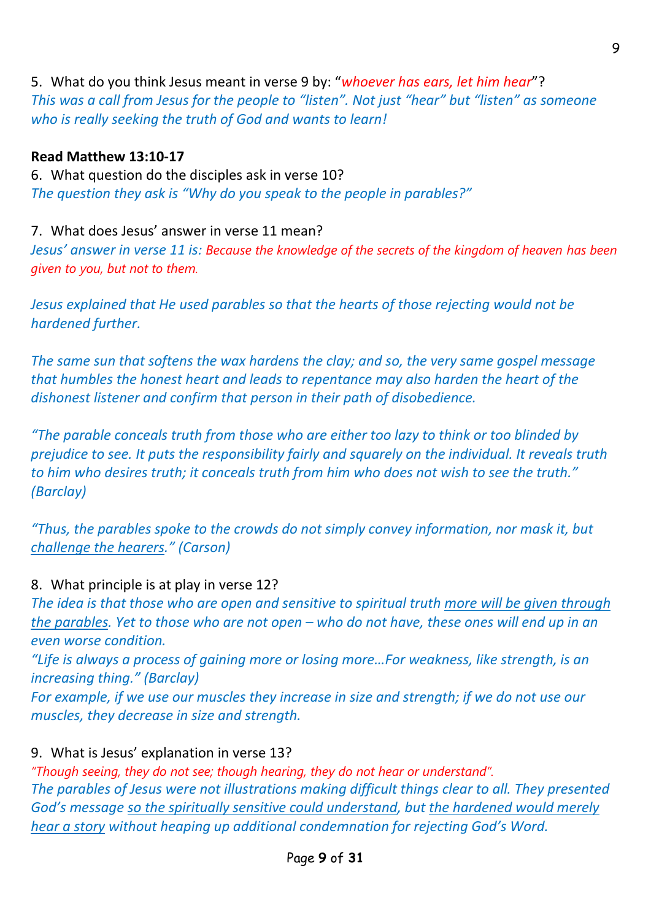5. What do you think Jesus meant in verse 9 by: "*whoever has ears, let him hear*"?
*This was a call from Jesus for the people to "listen". Not just "hear" but "listen" as someone who is really seeking the truth of God and wants to learn!*

**Read Matthew 13:10-17**

6. What question do the disciples ask in verse 10?
*The question they ask is "Why do you speak to the people in parables?"*

7. What does Jesus' answer in verse 11 mean?
*Jesus' answer in verse 11 is: Because the knowledge of the secrets of the kingdom of heaven has been given to you, but not to them.*

*Jesus explained that He used parables so that the hearts of those rejecting would not be hardened further.*

*The same sun that softens the wax hardens the clay; and so, the very same gospel message that humbles the honest heart and leads to repentance may also harden the heart of the dishonest listener and confirm that person in their path of disobedience.*

*"The parable conceals truth from those who are either too lazy to think or too blinded by prejudice to see. It puts the responsibility fairly and squarely on the individual. It reveals truth to him who desires truth; it conceals truth from him who does not wish to see the truth." (Barclay)*

*"Thus, the parables spoke to the crowds do not simply convey information, nor mask it, but challenge the hearers." (Carson)*

8. What principle is at play in verse 12?
*The idea is that those who are open and sensitive to spiritual truth more will be given through the parables. Yet to those who are not open – who do not have, these ones will end up in an even worse condition.*
*"Life is always a process of gaining more or losing more…For weakness, like strength, is an increasing thing." (Barclay)*
*For example, if we use our muscles they increase in size and strength; if we do not use our muscles, they decrease in size and strength.*

9. What is Jesus' explanation in verse 13?
*"Though seeing, they do not see; though hearing, they do not hear or understand".*
*The parables of Jesus were not illustrations making difficult things clear to all. They presented God's message so the spiritually sensitive could understand, but the hardened would merely hear a story without heaping up additional condemnation for rejecting God's Word.*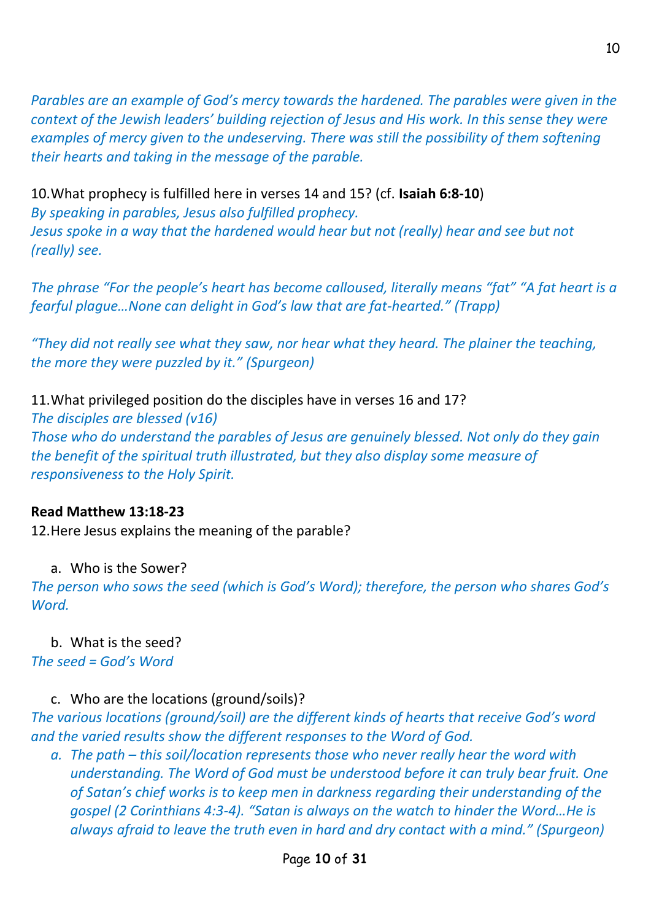*Parables are an example of God's mercy towards the hardened. The parables were given in the context of the Jewish leaders' building rejection of Jesus and His work. In this sense they were examples of mercy given to the undeserving. There was still the possibility of them softening their hearts and taking in the message of the parable.*

10. What prophecy is fulfilled here in verses 14 and 15? (cf. **Isaiah 6:8-10**)
*By speaking in parables, Jesus also fulfilled prophecy.*
*Jesus spoke in a way that the hardened would hear but not (really) hear and see but not (really) see.*

*The phrase "For the people's heart has become calloused, literally means "fat" "A fat heart is a fearful plague…None can delight in God's law that are fat-hearted." (Trapp)*

*"They did not really see what they saw, nor hear what they heard. The plainer the teaching, the more they were puzzled by it." (Spurgeon)*

11. What privileged position do the disciples have in verses 16 and 17?
*The disciples are blessed (v16)*
*Those who do understand the parables of Jesus are genuinely blessed. Not only do they gain the benefit of the spiritual truth illustrated, but they also display some measure of responsiveness to the Holy Spirit.*

**Read Matthew 13:18-23**

12. Here Jesus explains the meaning of the parable?

   a. Who is the Sower?

*The person who sows the seed (which is God's Word); therefore, the person who shares God's Word.*

   b. What is the seed?

*The seed = God's Word*

   c. Who are the locations (ground/soils)?

*The various locations (ground/soil) are the different kinds of hearts that receive God's word and the varied results show the different responses to the Word of God.*

   a. *The path – this soil/location represents those who never really hear the word with understanding. The Word of God must be understood before it can truly bear fruit. One of Satan's chief works is to keep men in darkness regarding their understanding of the gospel (2 Corinthians 4:3-4). "Satan is always on the watch to hinder the Word…He is always afraid to leave the truth even in hard and dry contact with a mind." (Spurgeon)*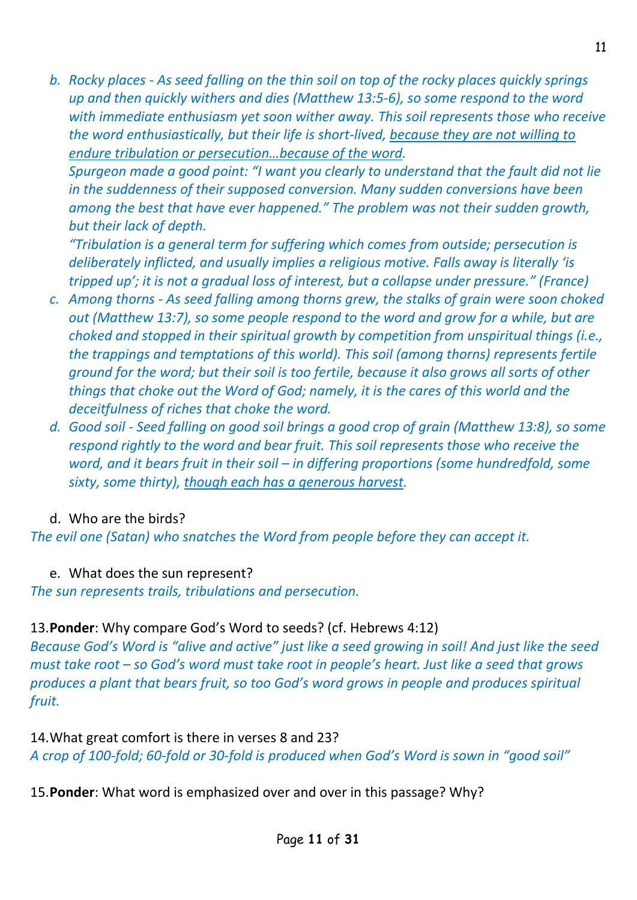b. *Rocky places - As seed falling on the thin soil on top of the rocky places quickly springs up and then quickly withers and dies (Matthew 13:5-6), so some respond to the word with immediate enthusiasm yet soon wither away. This soil represents those who receive the word enthusiastically, but their life is short-lived, <u>because they are not willing to endure tribulation or persecution…because of the word</u>.*
   *Spurgeon made a good point: "I want you clearly to understand that the fault did not lie in the suddenness of their supposed conversion. Many sudden conversions have been among the best that have ever happened." The problem was not their sudden growth, but their lack of depth.*
   *"Tribulation is a general term for suffering which comes from outside; persecution is deliberately inflicted, and usually implies a religious motive. Falls away is literally 'is tripped up'; it is not a gradual loss of interest, but a collapse under pressure." (France)*
c. *Among thorns - As seed falling among thorns grew, the stalks of grain were soon choked out (Matthew 13:7), so some people respond to the word and grow for a while, but are choked and stopped in their spiritual growth by competition from unspiritual things (i.e., the trappings and temptations of this world). This soil (among thorns) represents fertile ground for the word; but their soil is too fertile, because it also grows all sorts of other things that choke out the Word of God; namely, it is the cares of this world and the deceitfulness of riches that choke the word.*
d. *Good soil - Seed falling on good soil brings a good crop of grain (Matthew 13:8), so some respond rightly to the word and bear fruit. This soil represents those who receive the word, and it bears fruit in their soil – in differing proportions (some hundredfold, some sixty, some thirty), <u>though each has a generous harvest</u>.*

d. Who are the birds?
*The evil one (Satan) who snatches the Word from people before they can accept it.*

e. What does the sun represent?
*The sun represents trails, tribulations and persecution.*

13.**Ponder**: Why compare God's Word to seeds? (cf. Hebrews 4:12)
*Because God's Word is "alive and active" just like a seed growing in soil! And just like the seed must take root – so God's word must take root in people's heart. Just like a seed that grows produces a plant that bears fruit, so too God's word grows in people and produces spiritual fruit.*

14.What great comfort is there in verses 8 and 23?
*A crop of 100-fold; 60-fold or 30-fold is produced when God's Word is sown in "good soil"*

15.**Ponder**: What word is emphasized over and over in this passage? Why?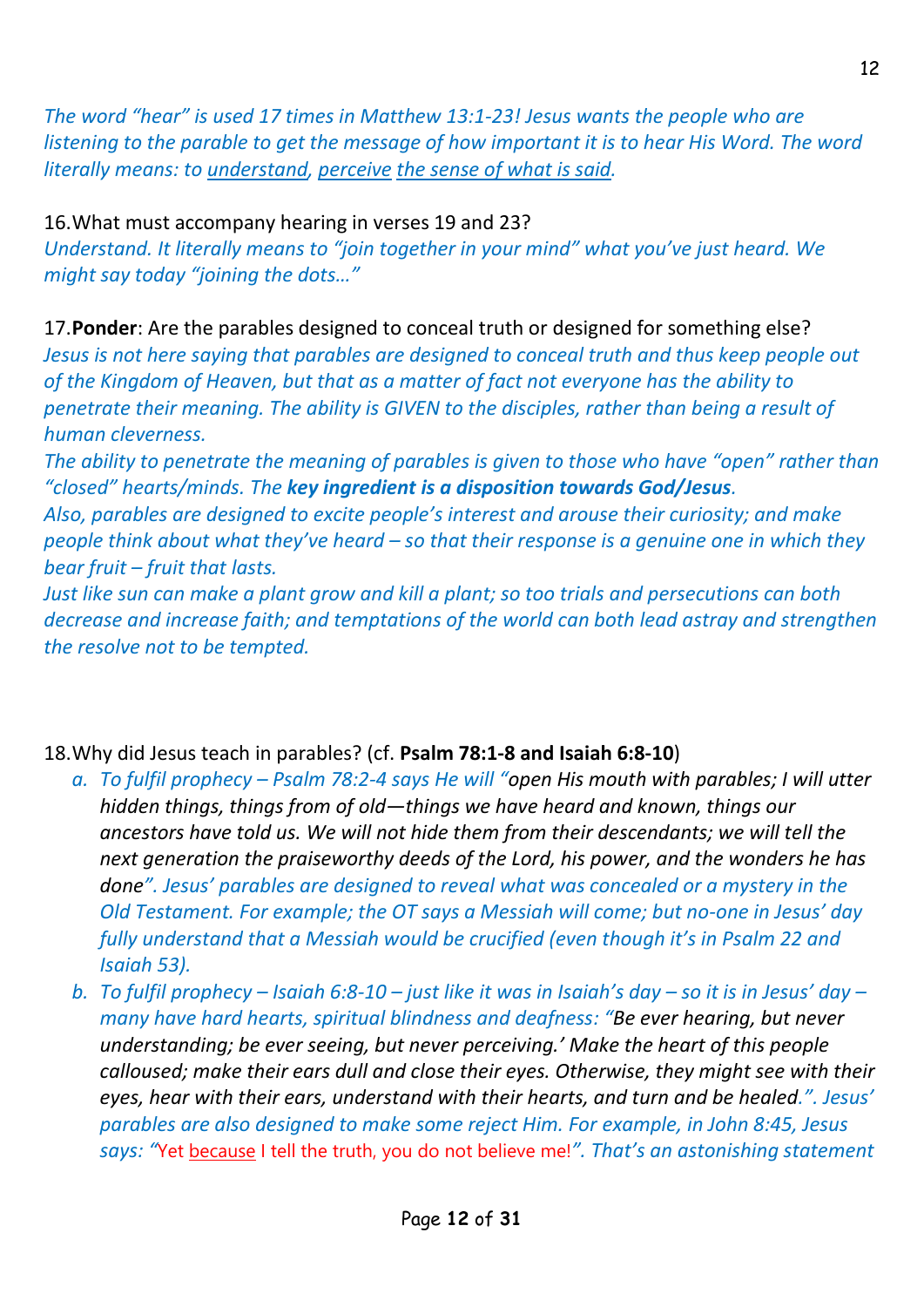*The word "hear" is used 17 times in Matthew 13:1-23! Jesus wants the people who are listening to the parable to get the message of how important it is to hear His Word. The word literally means: to understand, perceive the sense of what is said.*

16.What must accompany hearing in verses 19 and 23?
*Understand. It literally means to "join together in your mind" what you've just heard. We might say today "joining the dots…"*

17.**Ponder**: Are the parables designed to conceal truth or designed for something else?
*Jesus is not here saying that parables are designed to conceal truth and thus keep people out of the Kingdom of Heaven, but that as a matter of fact not everyone has the ability to penetrate their meaning. The ability is GIVEN to the disciples, rather than being a result of human cleverness.*
*The ability to penetrate the meaning of parables is given to those who have "open" rather than "closed" hearts/minds. The **key ingredient is a disposition towards God/Jesus**.*
*Also, parables are designed to excite people's interest and arouse their curiosity; and make people think about what they've heard – so that their response is a genuine one in which they bear fruit – fruit that lasts.*
*Just like sun can make a plant grow and kill a plant; so too trials and persecutions can both decrease and increase faith; and temptations of the world can both lead astray and strengthen the resolve not to be tempted.*

18.Why did Jesus teach in parables? (cf. **Psalm 78:1-8 and Isaiah 6:8-10**)

a. *To fulfil prophecy – Psalm 78:2-4 says He will "*open His mouth with parables; I will utter hidden things, things from of old—things we have heard and known, things our ancestors have told us. We will not hide them from their descendants; we will tell the next generation the praiseworthy deeds of the Lord, his power, and the wonders he has done*". Jesus' parables are designed to reveal what was concealed or a mystery in the Old Testament. For example; the OT says a Messiah will come; but no-one in Jesus' day fully understand that a Messiah would be crucified (even though it's in Psalm 22 and Isaiah 53).*
b. *To fulfil prophecy – Isaiah 6:8-10 – just like it was in Isaiah's day – so it is in Jesus' day – many have hard hearts, spiritual blindness and deafness: "*Be ever hearing, but never understanding; be ever seeing, but never perceiving.' Make the heart of this people calloused; make their ears dull and close their eyes. Otherwise, they might see with their eyes, hear with their ears, understand with their hearts, and turn and be healed.*". Jesus' parables are also designed to make some reject Him. For example, in John 8:45, Jesus says: "*Yet because I tell the truth, you do not believe me!*". That's an astonishing statement*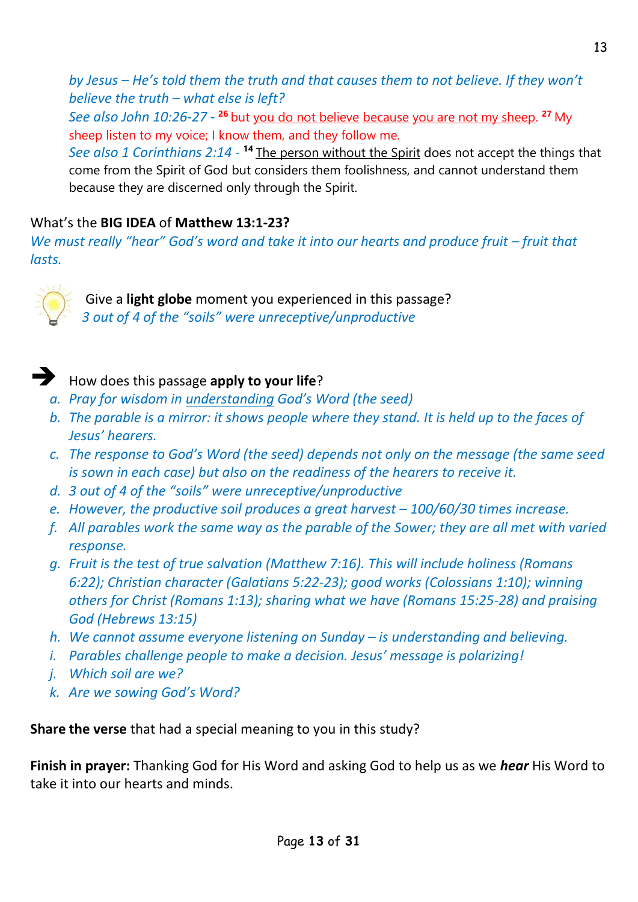*by Jesus – He's told them the truth and that causes them to not believe. If they won't believe the truth – what else is left?*
*See also John 10:26-27 -* [26] but you do not believe because you are not my sheep. [27] My sheep listen to my voice; I know them, and they follow me.
*See also 1 Corinthians 2:14 -* [14] The person without the Spirit does not accept the things that come from the Spirit of God but considers them foolishness, and cannot understand them because they are discerned only through the Spirit.

What's the **BIG IDEA** of **Matthew 13:1-23?**
*We must really "hear" God's word and take it into our hearts and produce fruit – fruit that lasts.*

Give a **light globe** moment you experienced in this passage?
*3 out of 4 of the "soils" were unreceptive/unproductive*

➔ How does this passage **apply to your life**?

a. *Pray for wisdom in understanding God's Word (the seed)*
b. *The parable is a mirror: it shows people where they stand. It is held up to the faces of Jesus' hearers.*
c. *The response to God's Word (the seed) depends not only on the message (the same seed is sown in each case) but also on the readiness of the hearers to receive it.*
d. *3 out of 4 of the "soils" were unreceptive/unproductive*
e. *However, the productive soil produces a great harvest – 100/60/30 times increase.*
f. *All parables work the same way as the parable of the Sower; they are all met with varied response.*
g. *Fruit is the test of true salvation (Matthew 7:16). This will include holiness (Romans 6:22); Christian character (Galatians 5:22-23); good works (Colossians 1:10); winning others for Christ (Romans 1:13); sharing what we have (Romans 15:25-28) and praising God (Hebrews 13:15)*
h. *We cannot assume everyone listening on Sunday – is understanding and believing.*
i. *Parables challenge people to make a decision. Jesus' message is polarizing!*
j. *Which soil are we?*
k. *Are we sowing God's Word?*

**Share the verse** that had a special meaning to you in this study?

**Finish in prayer:** Thanking God for His Word and asking God to help us as we ***hear*** His Word to take it into our hearts and minds.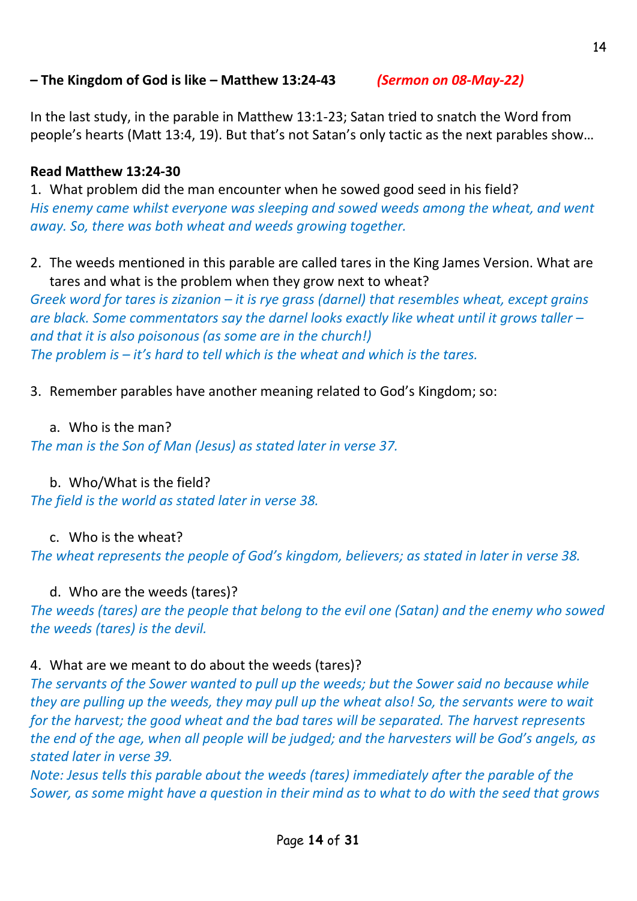**– The Kingdom of God is like – Matthew 13:24-43** *(Sermon on 08-May-22)*

In the last study, in the parable in Matthew 13:1-23; Satan tried to snatch the Word from people's hearts (Matt 13:4, 19). But that's not Satan's only tactic as the next parables show…

**Read Matthew 13:24-30**

1. What problem did the man encounter when he sowed good seed in his field?

*His enemy came whilst everyone was sleeping and sowed weeds among the wheat, and went away. So, there was both wheat and weeds growing together.*

2. The weeds mentioned in this parable are called tares in the King James Version. What are tares and what is the problem when they grow next to wheat?

*Greek word for tares is zizanion – it is rye grass (darnel) that resembles wheat, except grains are black. Some commentators say the darnel looks exactly like wheat until it grows taller – and that it is also poisonous (as some are in the church!)*
*The problem is – it's hard to tell which is the wheat and which is the tares.*

3. Remember parables have another meaning related to God's Kingdom; so:

   a. Who is the man?

*The man is the Son of Man (Jesus) as stated later in verse 37.*

   b. Who/What is the field?

*The field is the world as stated later in verse 38.*

   c. Who is the wheat?

*The wheat represents the people of God's kingdom, believers; as stated in later in verse 38.*

   d. Who are the weeds (tares)?

*The weeds (tares) are the people that belong to the evil one (Satan) and the enemy who sowed the weeds (tares) is the devil.*

4. What are we meant to do about the weeds (tares)?

*The servants of the Sower wanted to pull up the weeds; but the Sower said no because while they are pulling up the weeds, they may pull up the wheat also! So, the servants were to wait for the harvest; the good wheat and the bad tares will be separated. The harvest represents the end of the age, when all people will be judged; and the harvesters will be God's angels, as stated later in verse 39.*
*Note: Jesus tells this parable about the weeds (tares) immediately after the parable of the Sower, as some might have a question in their mind as to what to do with the seed that grows*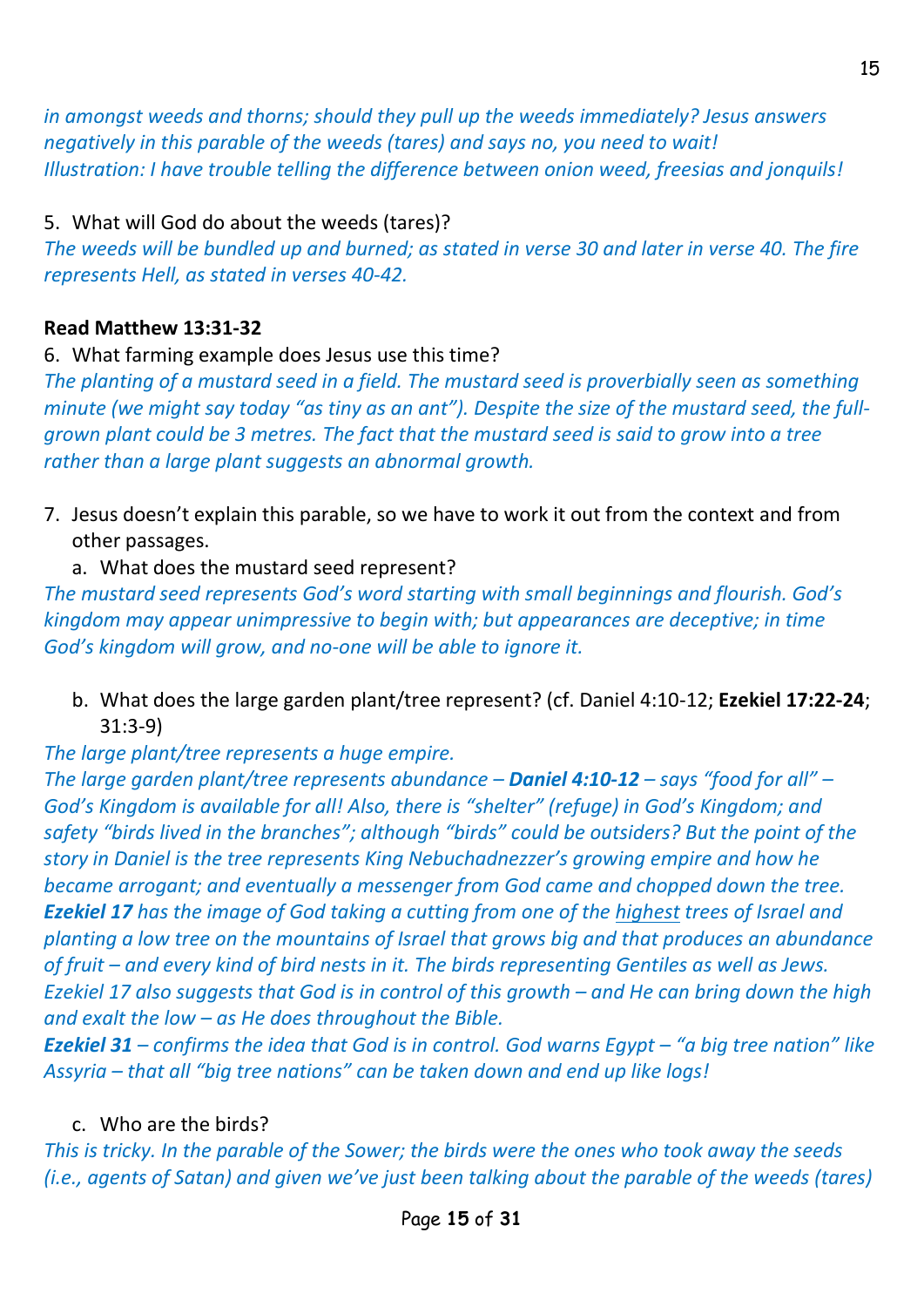*in amongst weeds and thorns; should they pull up the weeds immediately? Jesus answers negatively in this parable of the weeds (tares) and says no, you need to wait!*
*Illustration: I have trouble telling the difference between onion weed, freesias and jonquils!*

5. What will God do about the weeds (tares)?

*The weeds will be bundled up and burned; as stated in verse 30 and later in verse 40. The fire represents Hell, as stated in verses 40-42.*

**Read Matthew 13:31-32**

6. What farming example does Jesus use this time?

*The planting of a mustard seed in a field. The mustard seed is proverbially seen as something minute (we might say today "as tiny as an ant"). Despite the size of the mustard seed, the full-grown plant could be 3 metres. The fact that the mustard seed is said to grow into a tree rather than a large plant suggests an abnormal growth.*

7. Jesus doesn't explain this parable, so we have to work it out from the context and from other passages.
   a. What does the mustard seed represent?

*The mustard seed represents God's word starting with small beginnings and flourish. God's kingdom may appear unimpressive to begin with; but appearances are deceptive; in time God's kingdom will grow, and no-one will be able to ignore it.*

   b. What does the large garden plant/tree represent? (cf. Daniel 4:10-12; **Ezekiel 17:22-24**; 31:3-9)

*The large plant/tree represents a huge empire.*
*The large garden plant/tree represents abundance – **Daniel 4:10-12** – says "food for all" – God's Kingdom is available for all! Also, there is "shelter" (refuge) in God's Kingdom; and safety "birds lived in the branches"; although "birds" could be outsiders? But the point of the story in Daniel is the tree represents King Nebuchadnezzer's growing empire and how he became arrogant; and eventually a messenger from God came and chopped down the tree.*
***Ezekiel 17** has the image of God taking a cutting from one of the <u>highest</u> trees of Israel and planting a low tree on the mountains of Israel that grows big and that produces an abundance of fruit – and every kind of bird nests in it. The birds representing Gentiles as well as Jews. Ezekiel 17 also suggests that God is in control of this growth – and He can bring down the high and exalt the low – as He does throughout the Bible.*
***Ezekiel 31** – confirms the idea that God is in control. God warns Egypt – "a big tree nation" like Assyria – that all "big tree nations" can be taken down and end up like logs!*

   c. Who are the birds?

*This is tricky. In the parable of the Sower; the birds were the ones who took away the seeds (i.e., agents of Satan) and given we've just been talking about the parable of the weeds (tares)*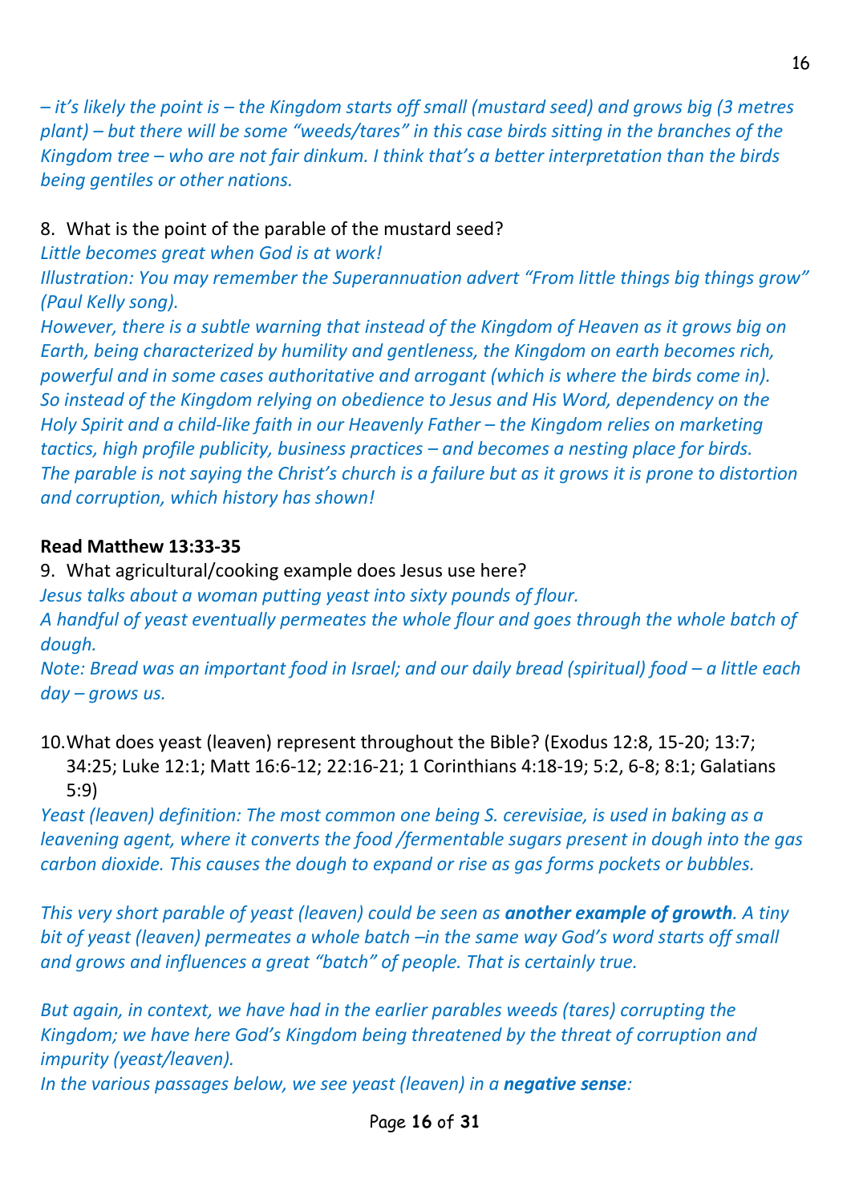*– it's likely the point is – the Kingdom starts off small (mustard seed) and grows big (3 metres plant) – but there will be some "weeds/tares" in this case birds sitting in the branches of the Kingdom tree – who are not fair dinkum. I think that's a better interpretation than the birds being gentiles or other nations.*

8. What is the point of the parable of the mustard seed?

*Little becomes great when God is at work!*
*Illustration: You may remember the Superannuation advert "From little things big things grow" (Paul Kelly song).*
*However, there is a subtle warning that instead of the Kingdom of Heaven as it grows big on Earth, being characterized by humility and gentleness, the Kingdom on earth becomes rich, powerful and in some cases authoritative and arrogant (which is where the birds come in). So instead of the Kingdom relying on obedience to Jesus and His Word, dependency on the Holy Spirit and a child-like faith in our Heavenly Father – the Kingdom relies on marketing tactics, high profile publicity, business practices – and becomes a nesting place for birds. The parable is not saying the Christ's church is a failure but as it grows it is prone to distortion and corruption, which history has shown!*

**Read Matthew 13:33-35**

9. What agricultural/cooking example does Jesus use here?

*Jesus talks about a woman putting yeast into sixty pounds of flour.*
*A handful of yeast eventually permeates the whole flour and goes through the whole batch of dough.*
*Note: Bread was an important food in Israel; and our daily bread (spiritual) food – a little each day – grows us.*

10. What does yeast (leaven) represent throughout the Bible? (Exodus 12:8, 15-20; 13:7; 34:25; Luke 12:1; Matt 16:6-12; 22:16-21; 1 Corinthians 4:18-19; 5:2, 6-8; 8:1; Galatians 5:9)

*Yeast (leaven) definition: The most common one being S. cerevisiae, is used in baking as a leavening agent, where it converts the food /fermentable sugars present in dough into the gas carbon dioxide. This causes the dough to expand or rise as gas forms pockets or bubbles.*

*This very short parable of yeast (leaven) could be seen as* ***another example of growth****. A tiny bit of yeast (leaven) permeates a whole batch –in the same way God's word starts off small and grows and influences a great "batch" of people. That is certainly true.*

*But again, in context, we have had in the earlier parables weeds (tares) corrupting the Kingdom; we have here God's Kingdom being threatened by the threat of corruption and impurity (yeast/leaven).*
*In the various passages below, we see yeast (leaven) in a* ***negative sense****:*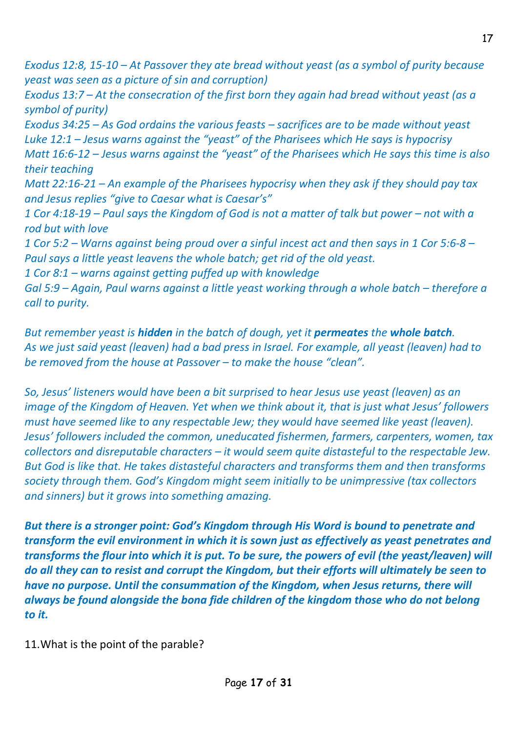*Exodus 12:8, 15-10 – At Passover they ate bread without yeast (as a symbol of purity because yeast was seen as a picture of sin and corruption)*
*Exodus 13:7 – At the consecration of the first born they again had bread without yeast (as a symbol of purity)*
*Exodus 34:25 – As God ordains the various feasts – sacrifices are to be made without yeast*
*Luke 12:1 – Jesus warns against the "yeast" of the Pharisees which He says is hypocrisy*
*Matt 16:6-12 – Jesus warns against the "yeast" of the Pharisees which He says this time is also their teaching*
*Matt 22:16-21 – An example of the Pharisees hypocrisy when they ask if they should pay tax and Jesus replies "give to Caesar what is Caesar's"*
*1 Cor 4:18-19 – Paul says the Kingdom of God is not a matter of talk but power – not with a rod but with love*
*1 Cor 5:2 – Warns against being proud over a sinful incest act and then says in 1 Cor 5:6-8 – Paul says a little yeast leavens the whole batch; get rid of the old yeast.*
*1 Cor 8:1 – warns against getting puffed up with knowledge*
*Gal 5:9 – Again, Paul warns against a little yeast working through a whole batch – therefore a call to purity.*

*But remember yeast is **hidden** in the batch of dough, yet it **permeates** the **whole batch**.*
*As we just said yeast (leaven) had a bad press in Israel. For example, all yeast (leaven) had to be removed from the house at Passover – to make the house "clean".*

*So, Jesus' listeners would have been a bit surprised to hear Jesus use yeast (leaven) as an image of the Kingdom of Heaven. Yet when we think about it, that is just what Jesus' followers must have seemed like to any respectable Jew; they would have seemed like yeast (leaven). Jesus' followers included the common, uneducated fishermen, farmers, carpenters, women, tax collectors and disreputable characters – it would seem quite distasteful to the respectable Jew. But God is like that. He takes distasteful characters and transforms them and then transforms society through them. God's Kingdom might seem initially to be unimpressive (tax collectors and sinners) but it grows into something amazing.*

***But there is a stronger point: God's Kingdom through His Word is bound to penetrate and transform the evil environment in which it is sown just as effectively as yeast penetrates and transforms the flour into which it is put. To be sure, the powers of evil (the yeast/leaven) will do all they can to resist and corrupt the Kingdom, but their efforts will ultimately be seen to have no purpose. Until the consummation of the Kingdom, when Jesus returns, there will always be found alongside the bona fide children of the kingdom those who do not belong to it.***

11. What is the point of the parable?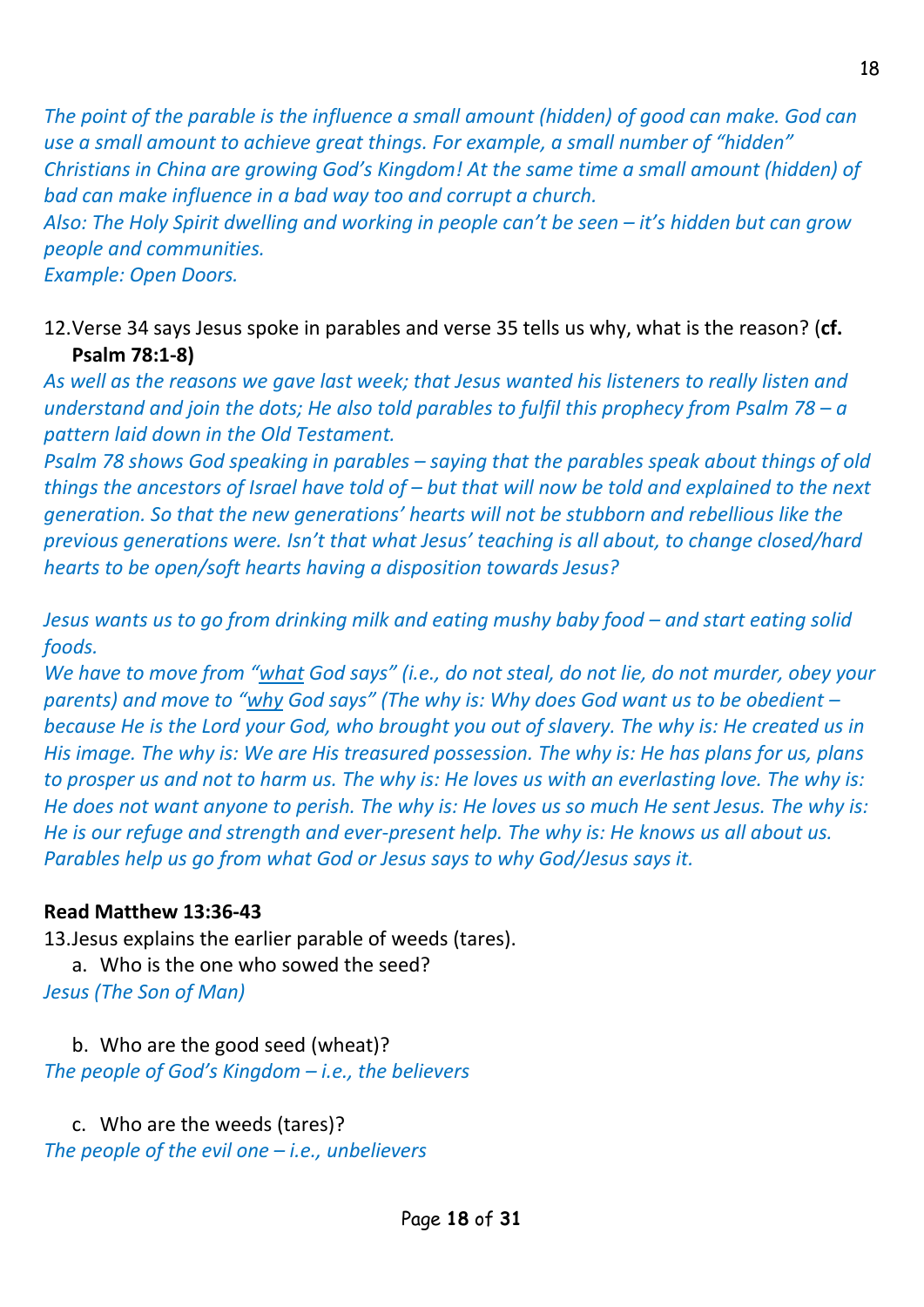*The point of the parable is the influence a small amount (hidden) of good can make. God can use a small amount to achieve great things. For example, a small number of "hidden" Christians in China are growing God's Kingdom! At the same time a small amount (hidden) of bad can make influence in a bad way too and corrupt a church.*
*Also: The Holy Spirit dwelling and working in people can't be seen – it's hidden but can grow people and communities.*
*Example: Open Doors.*

12. Verse 34 says Jesus spoke in parables and verse 35 tells us why, what is the reason? (**cf. Psalm 78:1-8)**

*As well as the reasons we gave last week; that Jesus wanted his listeners to really listen and understand and join the dots; He also told parables to fulfil this prophecy from Psalm 78 – a pattern laid down in the Old Testament.*
*Psalm 78 shows God speaking in parables – saying that the parables speak about things of old things the ancestors of Israel have told of – but that will now be told and explained to the next generation. So that the new generations' hearts will not be stubborn and rebellious like the previous generations were. Isn't that what Jesus' teaching is all about, to change closed/hard hearts to be open/soft hearts having a disposition towards Jesus?*

*Jesus wants us to go from drinking milk and eating mushy baby food – and start eating solid foods.*
*We have to move from "<u>what</u> God says" (i.e., do not steal, do not lie, do not murder, obey your parents) and move to "<u>why</u> God says" (The why is: Why does God want us to be obedient – because He is the Lord your God, who brought you out of slavery. The why is: He created us in His image. The why is: We are His treasured possession. The why is: He has plans for us, plans to prosper us and not to harm us. The why is: He loves us with an everlasting love. The why is: He does not want anyone to perish. The why is: He loves us so much He sent Jesus. The why is: He is our refuge and strength and ever-present help. The why is: He knows us all about us. Parables help us go from what God or Jesus says to why God/Jesus says it.*

**Read Matthew 13:36-43**

13. Jesus explains the earlier parable of weeds (tares).

   a. Who is the one who sowed the seed?

*Jesus (The Son of Man)*

   b. Who are the good seed (wheat)?

*The people of God's Kingdom – i.e., the believers*

   c. Who are the weeds (tares)?

*The people of the evil one – i.e., unbelievers*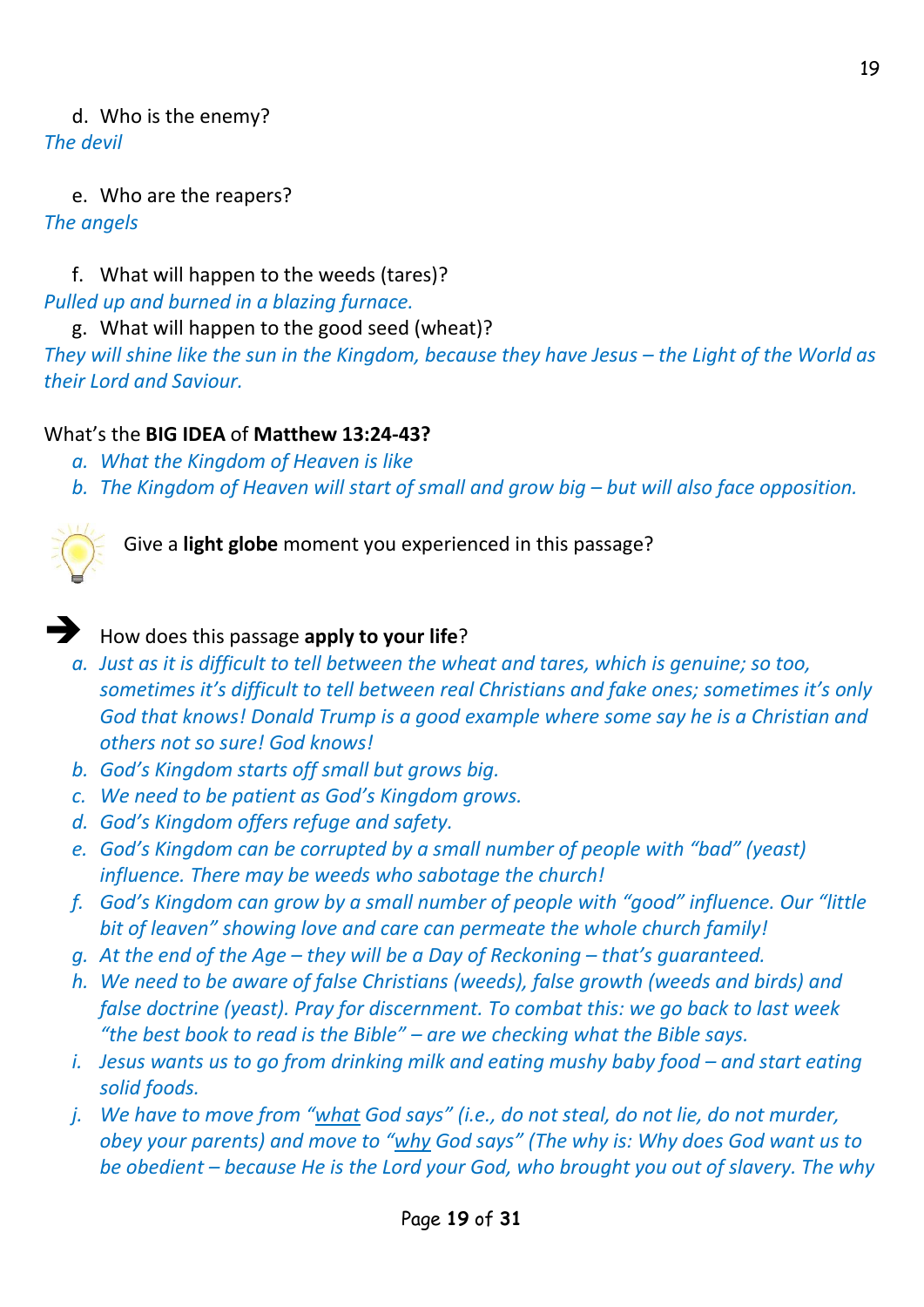d. Who is the enemy?

*The devil*

e. Who are the reapers?

*The angels*

f. What will happen to the weeds (tares)?

*Pulled up and burned in a blazing furnace.*

g. What will happen to the good seed (wheat)?

*They will shine like the sun in the Kingdom, because they have Jesus – the Light of the World as their Lord and Saviour.*

What's the **BIG IDEA** of **Matthew 13:24-43?**

a. *What the Kingdom of Heaven is like*
b. *The Kingdom of Heaven will start of small and grow big – but will also face opposition.*

Give a **light globe** moment you experienced in this passage?

➔ How does this passage **apply to your life**?

a. *Just as it is difficult to tell between the wheat and tares, which is genuine; so too, sometimes it's difficult to tell between real Christians and fake ones; sometimes it's only God that knows! Donald Trump is a good example where some say he is a Christian and others not so sure! God knows!*
b. *God's Kingdom starts off small but grows big.*
c. *We need to be patient as God's Kingdom grows.*
d. *God's Kingdom offers refuge and safety.*
e. *God's Kingdom can be corrupted by a small number of people with "bad" (yeast) influence. There may be weeds who sabotage the church!*
f. *God's Kingdom can grow by a small number of people with "good" influence. Our "little bit of leaven" showing love and care can permeate the whole church family!*
g. *At the end of the Age – they will be a Day of Reckoning – that's guaranteed.*
h. *We need to be aware of false Christians (weeds), false growth (weeds and birds) and false doctrine (yeast). Pray for discernment. To combat this: we go back to last week "the best book to read is the Bible" – are we checking what the Bible says.*
i. *Jesus wants us to go from drinking milk and eating mushy baby food – and start eating solid foods.*
j. *We have to move from "<u>what</u> God says" (i.e., do not steal, do not lie, do not murder, obey your parents) and move to "<u>why</u> God says" (The why is: Why does God want us to be obedient – because He is the Lord your God, who brought you out of slavery. The why*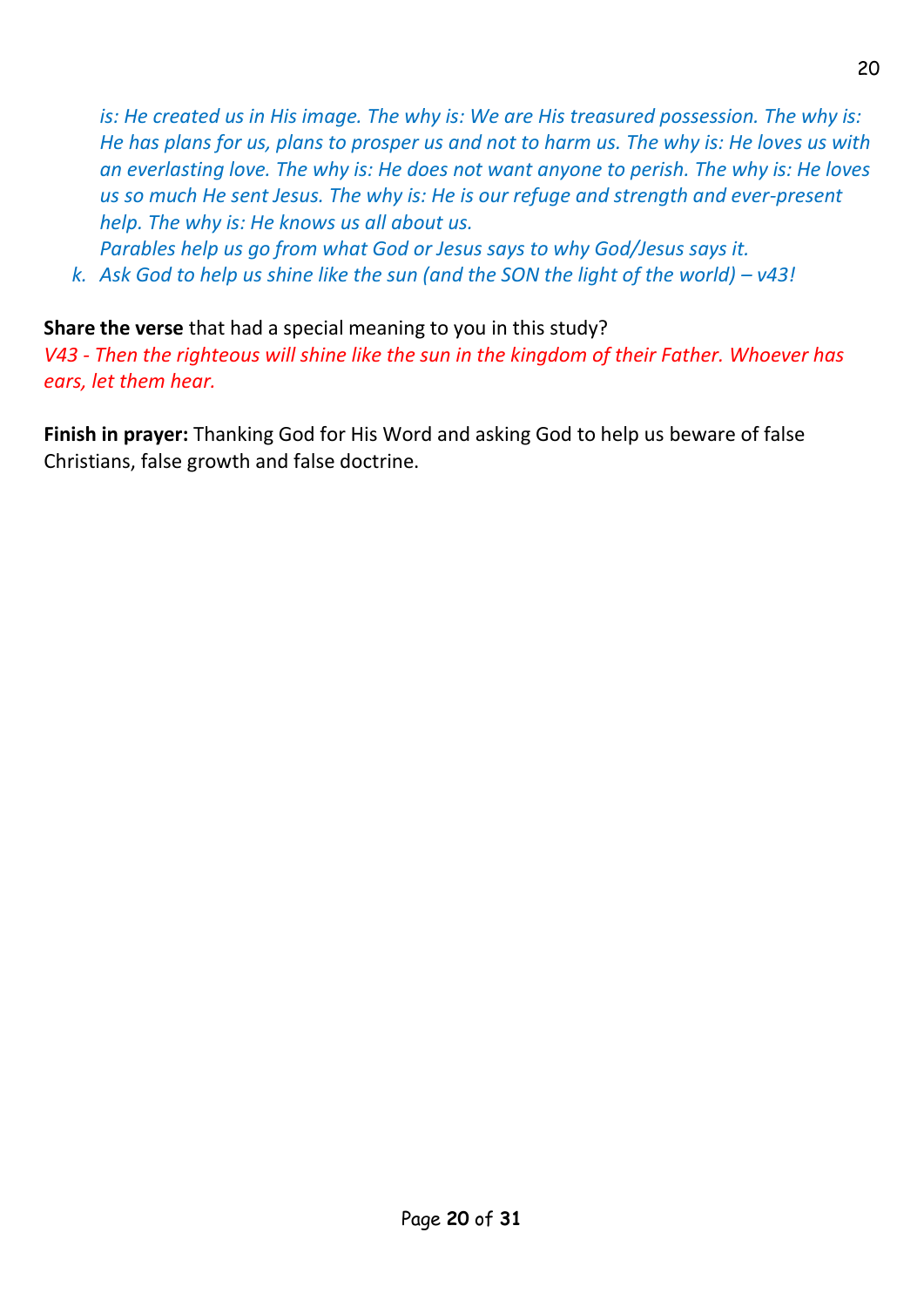*is: He created us in His image. The why is: We are His treasured possession. The why is: He has plans for us, plans to prosper us and not to harm us. The why is: He loves us with an everlasting love. The why is: He does not want anyone to perish. The why is: He loves us so much He sent Jesus. The why is: He is our refuge and strength and ever-present help. The why is: He knows us all about us.*
*Parables help us go from what God or Jesus says to why God/Jesus says it.*

k. *Ask God to help us shine like the sun (and the SON the light of the world) – v43!*

**Share the verse** that had a special meaning to you in this study?
*V43 - Then the righteous will shine like the sun in the kingdom of their Father. Whoever has ears, let them hear.*

**Finish in prayer:** Thanking God for His Word and asking God to help us beware of false Christians, false growth and false doctrine.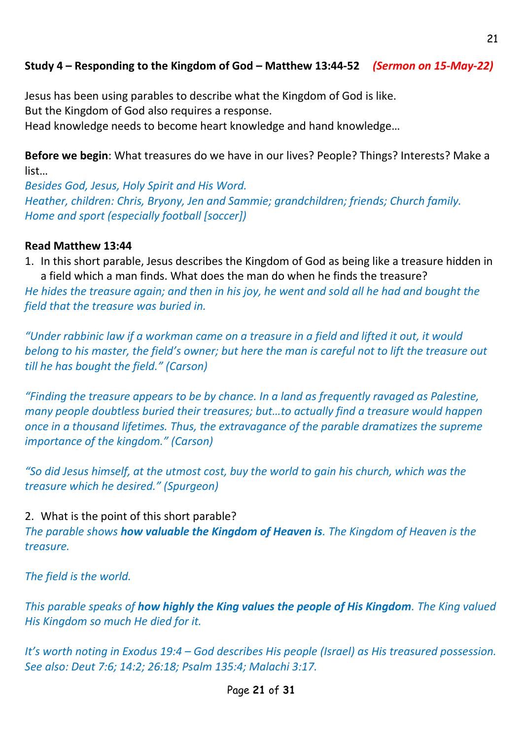**Study 4 – Responding to the Kingdom of God – Matthew 13:44-52** ***(Sermon on 15-May-22)***

Jesus has been using parables to describe what the Kingdom of God is like.
But the Kingdom of God also requires a response.
Head knowledge needs to become heart knowledge and hand knowledge…

**Before we begin**: What treasures do we have in our lives? People? Things? Interests? Make a list…

*Besides God, Jesus, Holy Spirit and His Word.*
*Heather, children: Chris, Bryony, Jen and Sammie; grandchildren; friends; Church family.*
*Home and sport (especially football [soccer])*

**Read Matthew 13:44**

1. In this short parable, Jesus describes the Kingdom of God as being like a treasure hidden in a field which a man finds. What does the man do when he finds the treasure?

*He hides the treasure again; and then in his joy, he went and sold all he had and bought the field that the treasure was buried in.*

*"Under rabbinic law if a workman came on a treasure in a field and lifted it out, it would belong to his master, the field's owner; but here the man is careful not to lift the treasure out till he has bought the field." (Carson)*

*"Finding the treasure appears to be by chance. In a land as frequently ravaged as Palestine, many people doubtless buried their treasures; but…to actually find a treasure would happen once in a thousand lifetimes. Thus, the extravagance of the parable dramatizes the supreme importance of the kingdom." (Carson)*

*"So did Jesus himself, at the utmost cost, buy the world to gain his church, which was the treasure which he desired." (Spurgeon)*

2. What is the point of this short parable?

*The parable shows **how valuable the Kingdom of Heaven is**. The Kingdom of Heaven is the treasure.*

*The field is the world.*

*This parable speaks of **how highly the King values the people of His Kingdom**. The King valued His Kingdom so much He died for it.*

*It's worth noting in Exodus 19:4 – God describes His people (Israel) as His treasured possession. See also: Deut 7:6; 14:2; 26:18; Psalm 135:4; Malachi 3:17.*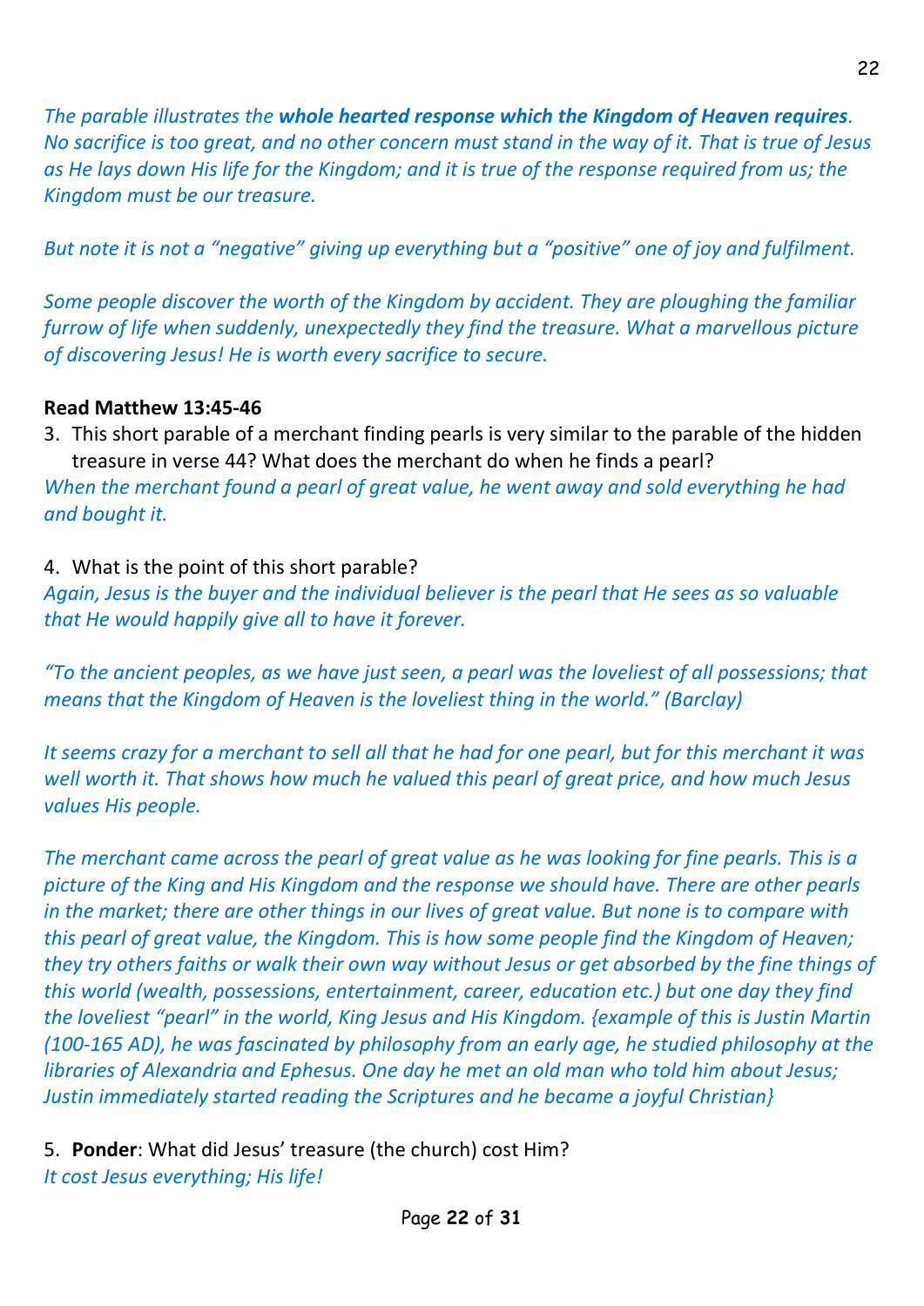*The parable illustrates the* ***whole hearted response which the Kingdom of Heaven requires****. No sacrifice is too great, and no other concern must stand in the way of it. That is true of Jesus as He lays down His life for the Kingdom; and it is true of the response required from us; the Kingdom must be our treasure.*

*But note it is not a "negative" giving up everything but a "positive" one of joy and fulfilment.*

*Some people discover the worth of the Kingdom by accident. They are ploughing the familiar furrow of life when suddenly, unexpectedly they find the treasure. What a marvellous picture of discovering Jesus! He is worth every sacrifice to secure.*

**Read Matthew 13:45-46**

3. This short parable of a merchant finding pearls is very similar to the parable of the hidden treasure in verse 44? What does the merchant do when he finds a pearl?

*When the merchant found a pearl of great value, he went away and sold everything he had and bought it.*

4. What is the point of this short parable?

*Again, Jesus is the buyer and the individual believer is the pearl that He sees as so valuable that He would happily give all to have it forever.*

*"To the ancient peoples, as we have just seen, a pearl was the loveliest of all possessions; that means that the Kingdom of Heaven is the loveliest thing in the world." (Barclay)*

*It seems crazy for a merchant to sell all that he had for one pearl, but for this merchant it was well worth it. That shows how much he valued this pearl of great price, and how much Jesus values His people.*

*The merchant came across the pearl of great value as he was looking for fine pearls. This is a picture of the King and His Kingdom and the response we should have. There are other pearls in the market; there are other things in our lives of great value. But none is to compare with this pearl of great value, the Kingdom. This is how some people find the Kingdom of Heaven; they try others faiths or walk their own way without Jesus or get absorbed by the fine things of this world (wealth, possessions, entertainment, career, education etc.) but one day they find the loveliest "pearl" in the world, King Jesus and His Kingdom. {example of this is Justin Martin (100-165 AD), he was fascinated by philosophy from an early age, he studied philosophy at the libraries of Alexandria and Ephesus. One day he met an old man who told him about Jesus; Justin immediately started reading the Scriptures and he became a joyful Christian}*

5. **Ponder**: What did Jesus' treasure (the church) cost Him?

*It cost Jesus everything; His life!*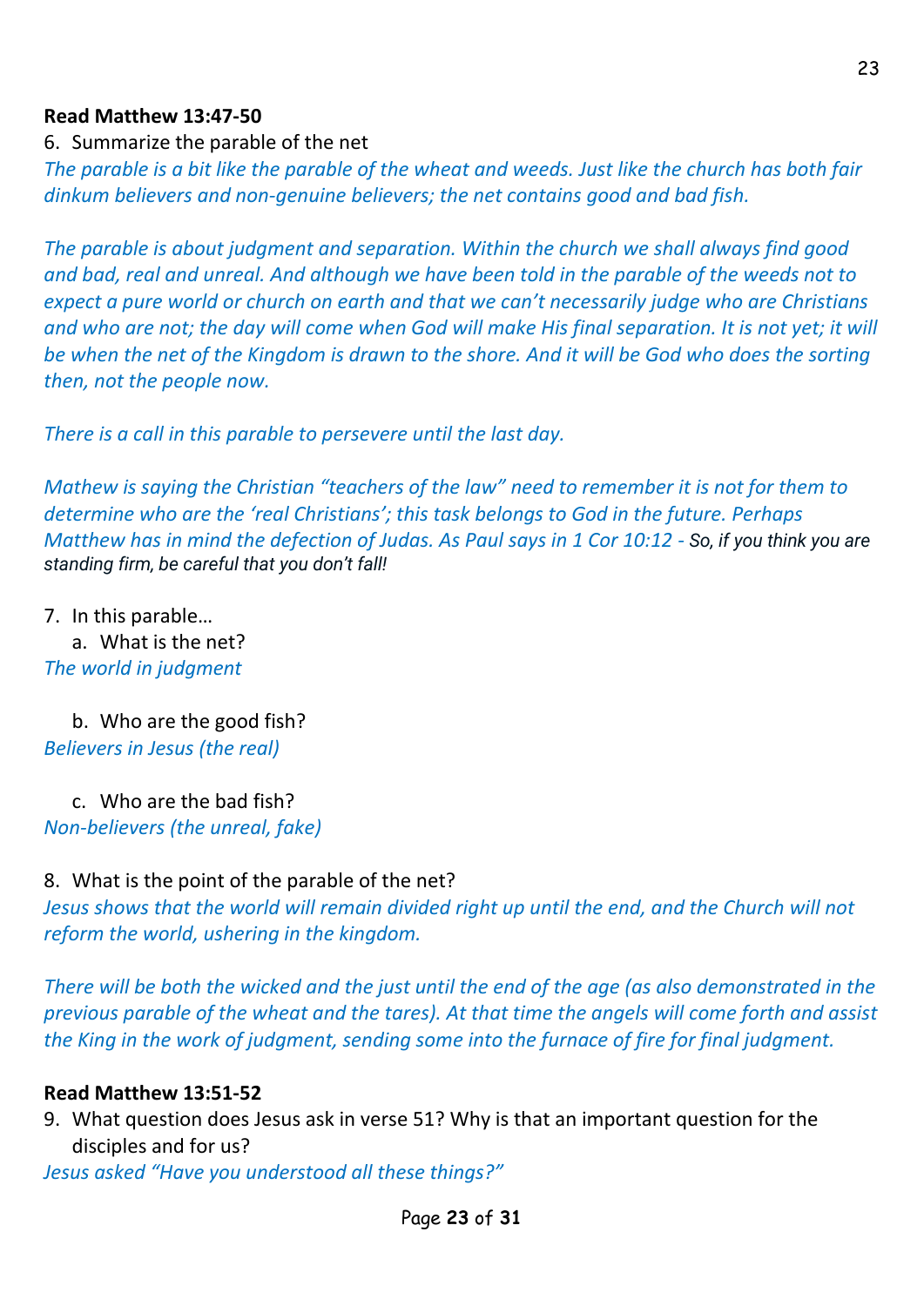**Read Matthew 13:47-50**

6. Summarize the parable of the net

*The parable is a bit like the parable of the wheat and weeds. Just like the church has both fair dinkum believers and non-genuine believers; the net contains good and bad fish.*

*The parable is about judgment and separation. Within the church we shall always find good and bad, real and unreal. And although we have been told in the parable of the weeds not to expect a pure world or church on earth and that we can't necessarily judge who are Christians and who are not; the day will come when God will make His final separation. It is not yet; it will be when the net of the Kingdom is drawn to the shore. And it will be God who does the sorting then, not the people now.*

*There is a call in this parable to persevere until the last day.*

*Mathew is saying the Christian "teachers of the law" need to remember it is not for them to determine who are the 'real Christians'; this task belongs to God in the future. Perhaps Matthew has in mind the defection of Judas. As Paul says in 1 Cor 10:12 - So, if you think you are standing firm, be careful that you don't fall!*

7. In this parable…
   a. What is the net?

*The world in judgment*

   b. Who are the good fish?

*Believers in Jesus (the real)*

   c. Who are the bad fish?

*Non-believers (the unreal, fake)*

8. What is the point of the parable of the net?

*Jesus shows that the world will remain divided right up until the end, and the Church will not reform the world, ushering in the kingdom.*

*There will be both the wicked and the just until the end of the age (as also demonstrated in the previous parable of the wheat and the tares). At that time the angels will come forth and assist the King in the work of judgment, sending some into the furnace of fire for final judgment.*

**Read Matthew 13:51-52**

9. What question does Jesus ask in verse 51? Why is that an important question for the disciples and for us?

*Jesus asked "Have you understood all these things?"*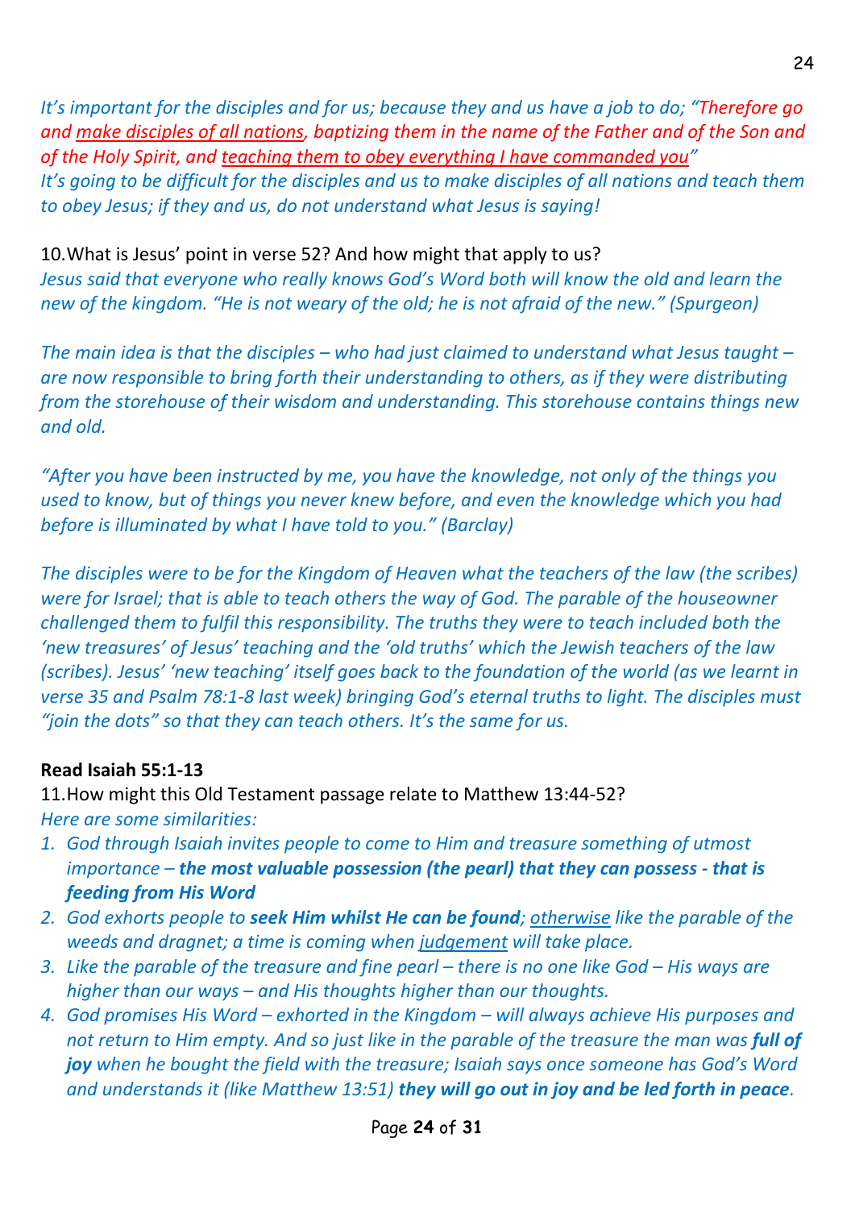*It's important for the disciples and for us; because they and us have a job to do; "Therefore go and <u>make disciples of all nations</u>, baptizing them in the name of the Father and of the Son and of the Holy Spirit, and <u>teaching them to obey everything I have commanded you</u>"*
*It's going to be difficult for the disciples and us to make disciples of all nations and teach them to obey Jesus; if they and us, do not understand what Jesus is saying!*

10.What is Jesus' point in verse 52? And how might that apply to us?
*Jesus said that everyone who really knows God's Word both will know the old and learn the new of the kingdom. "He is not weary of the old; he is not afraid of the new." (Spurgeon)*

*The main idea is that the disciples – who had just claimed to understand what Jesus taught – are now responsible to bring forth their understanding to others, as if they were distributing from the storehouse of their wisdom and understanding. This storehouse contains things new and old.*

*"After you have been instructed by me, you have the knowledge, not only of the things you used to know, but of things you never knew before, and even the knowledge which you had before is illuminated by what I have told to you." (Barclay)*

*The disciples were to be for the Kingdom of Heaven what the teachers of the law (the scribes) were for Israel; that is able to teach others the way of God. The parable of the houseowner challenged them to fulfil this responsibility. The truths they were to teach included both the 'new treasures' of Jesus' teaching and the 'old truths' which the Jewish teachers of the law (scribes). Jesus' 'new teaching' itself goes back to the foundation of the world (as we learnt in verse 35 and Psalm 78:1-8 last week) bringing God's eternal truths to light. The disciples must "join the dots" so that they can teach others. It's the same for us.*

**Read Isaiah 55:1-13**

11.How might this Old Testament passage relate to Matthew 13:44-52?
*Here are some similarities:*

1. *God through Isaiah invites people to come to Him and treasure something of utmost importance – **the most valuable possession (the pearl) that they can possess - that is feeding from His Word***
2. *God exhorts people to **seek Him whilst He can be found**; <u>otherwise</u> like the parable of the weeds and dragnet; a time is coming when <u>judgement</u> will take place.*
3. *Like the parable of the treasure and fine pearl – there is no one like God – His ways are higher than our ways – and His thoughts higher than our thoughts.*
4. *God promises His Word – exhorted in the Kingdom – will always achieve His purposes and not return to Him empty. And so just like in the parable of the treasure the man was **full of joy** when he bought the field with the treasure; Isaiah says once someone has God's Word and understands it (like Matthew 13:51) **they will go out in joy and be led forth in peace**.*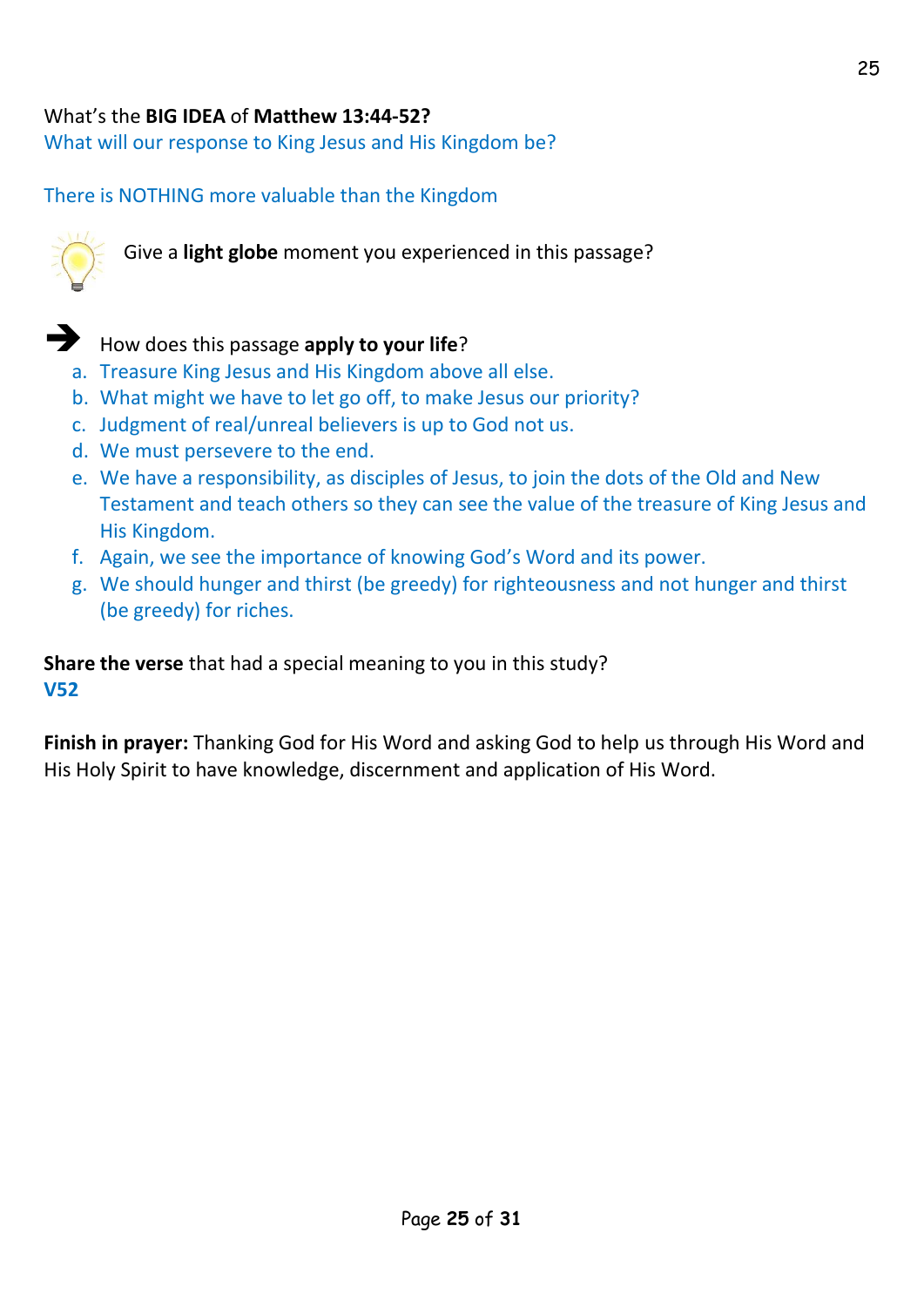What's the **BIG IDEA** of **Matthew 13:44-52?**
What will our response to King Jesus and His Kingdom be?

There is NOTHING more valuable than the Kingdom

Give a **light globe** moment you experienced in this passage?

➔ How does this passage **apply to your life**?

a. Treasure King Jesus and His Kingdom above all else.
b. What might we have to let go off, to make Jesus our priority?
c. Judgment of real/unreal believers is up to God not us.
d. We must persevere to the end.
e. We have a responsibility, as disciples of Jesus, to join the dots of the Old and New Testament and teach others so they can see the value of the treasure of King Jesus and His Kingdom.
f. Again, we see the importance of knowing God's Word and its power.
g. We should hunger and thirst (be greedy) for righteousness and not hunger and thirst (be greedy) for riches.

**Share the verse** that had a special meaning to you in this study?
**V52**

**Finish in prayer:** Thanking God for His Word and asking God to help us through His Word and His Holy Spirit to have knowledge, discernment and application of His Word.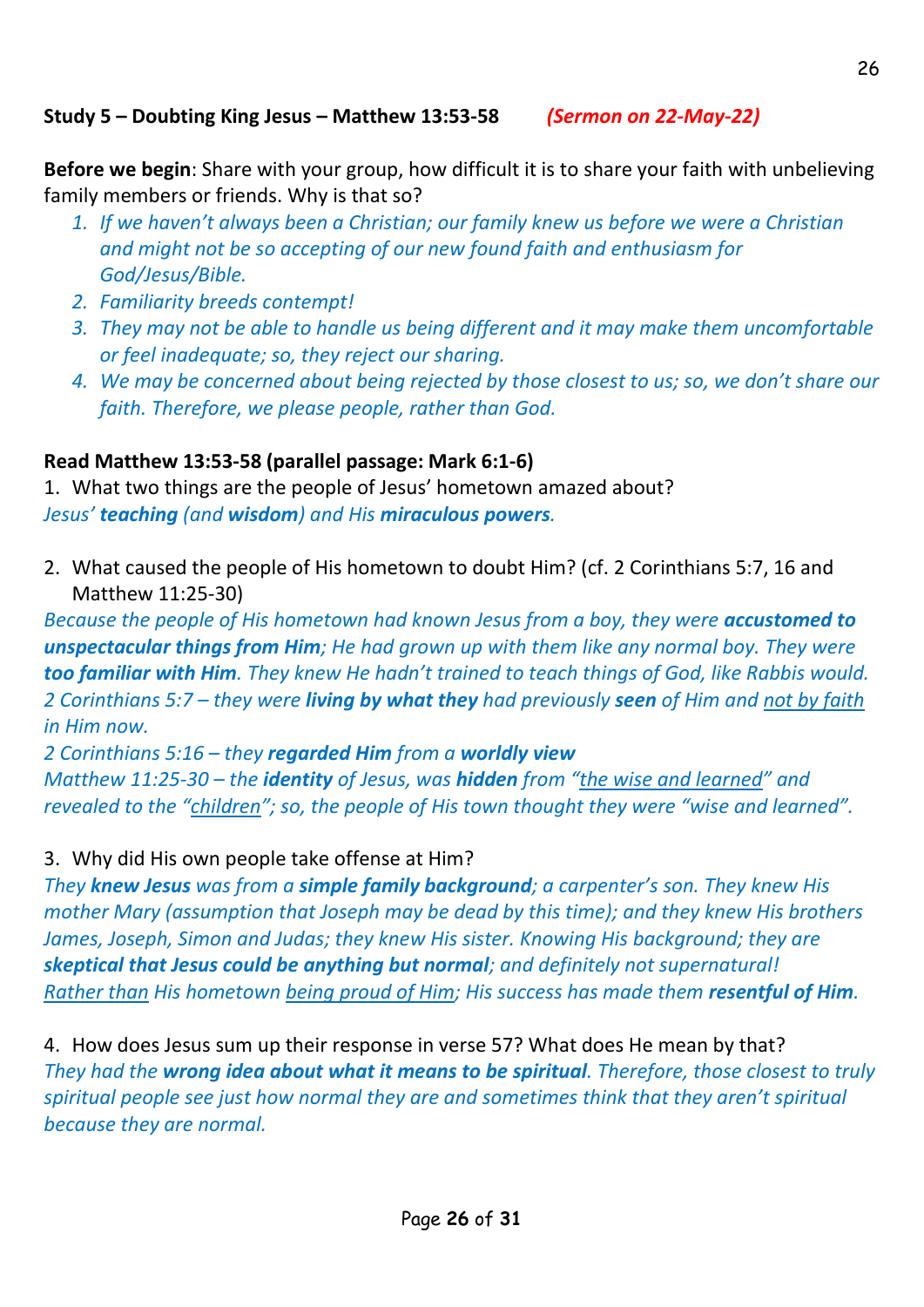**Study 5 – Doubting King Jesus – Matthew 13:53-58** *(Sermon on 22-May-22)*

**Before we begin**: Share with your group, how difficult it is to share your faith with unbelieving family members or friends. Why is that so?

1. *If we haven't always been a Christian; our family knew us before we were a Christian and might not be so accepting of our new found faith and enthusiasm for God/Jesus/Bible.*
2. *Familiarity breeds contempt!*
3. *They may not be able to handle us being different and it may make them uncomfortable or feel inadequate; so, they reject our sharing.*
4. *We may be concerned about being rejected by those closest to us; so, we don't share our faith. Therefore, we please people, rather than God.*

**Read Matthew 13:53-58 (parallel passage: Mark 6:1-6)**

1. What two things are the people of Jesus' hometown amazed about?

*Jesus' **teaching** (and **wisdom**) and His **miraculous powers**.*

2. What caused the people of His hometown to doubt Him? (cf. 2 Corinthians 5:7, 16 and Matthew 11:25-30)

*Because the people of His hometown had known Jesus from a boy, they were **accustomed to unspectacular things from Him**; He had grown up with them like any normal boy. They were **too familiar with Him**. They knew He hadn't trained to teach things of God, like Rabbis would.*
*2 Corinthians 5:7 – they were **living by what they** had previously **seen** of Him and <u>not by faith</u> in Him now.*
*2 Corinthians 5:16 – they **regarded Him** from a **worldly view***
*Matthew 11:25-30 – the **identity** of Jesus, was **hidden** from "<u>the wise and learned</u>" and revealed to the "<u>children</u>"; so, the people of His town thought they were "wise and learned".*

3. Why did His own people take offense at Him?

*They **knew Jesus** was from a **simple family background**; a carpenter's son. They knew His mother Mary (assumption that Joseph may be dead by this time); and they knew His brothers James, Joseph, Simon and Judas; they knew His sister. Knowing His background; they are **skeptical that Jesus could be anything but normal**; and definitely not supernatural!*
*<u>Rather than</u> His hometown <u>being proud of Him</u>; His success has made them **resentful of Him**.*

4. How does Jesus sum up their response in verse 57? What does He mean by that?

*They had the **wrong idea about what it means to be spiritual**. Therefore, those closest to truly spiritual people see just how normal they are and sometimes think that they aren't spiritual because they are normal.*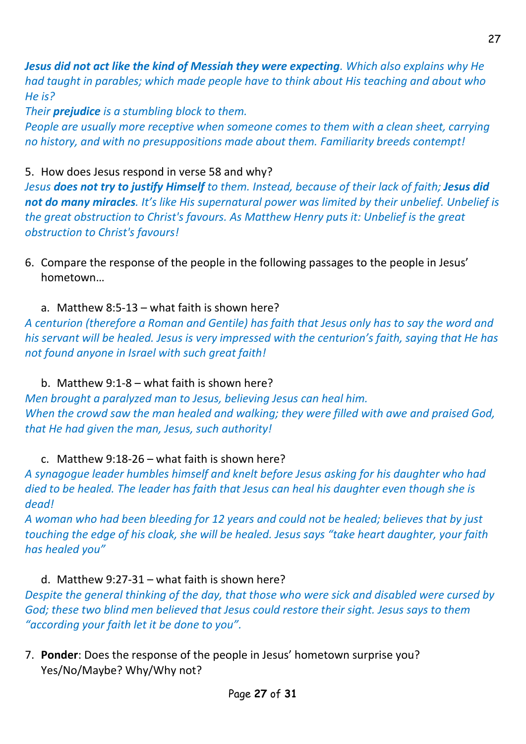***Jesus did not act like the kind of Messiah they were expecting**. Which also explains why He had taught in parables; which made people have to think about His teaching and about who He is?*

*Their **prejudice** is a stumbling block to them.*

*People are usually more receptive when someone comes to them with a clean sheet, carrying no history, and with no presuppositions made about them. Familiarity breeds contempt!*

5. How does Jesus respond in verse 58 and why?

*Jesus **does not try to justify Himself** to them. Instead, because of their lack of faith; **Jesus did not do many miracles**. It's like His supernatural power was limited by their unbelief. Unbelief is the great obstruction to Christ's favours. As Matthew Henry puts it: Unbelief is the great obstruction to Christ's favours!*

6. Compare the response of the people in the following passages to the people in Jesus' hometown…

   a. Matthew 8:5-13 – what faith is shown here?

*A centurion (therefore a Roman and Gentile) has faith that Jesus only has to say the word and his servant will be healed. Jesus is very impressed with the centurion's faith, saying that He has not found anyone in Israel with such great faith!*

   b. Matthew 9:1-8 – what faith is shown here?

*Men brought a paralyzed man to Jesus, believing Jesus can heal him.*

*When the crowd saw the man healed and walking; they were filled with awe and praised God, that He had given the man, Jesus, such authority!*

   c. Matthew 9:18-26 – what faith is shown here?

*A synagogue leader humbles himself and knelt before Jesus asking for his daughter who had died to be healed. The leader has faith that Jesus can heal his daughter even though she is dead!*

*A woman who had been bleeding for 12 years and could not be healed; believes that by just touching the edge of his cloak, she will be healed. Jesus says "take heart daughter, your faith has healed you"*

   d. Matthew 9:27-31 – what faith is shown here?

*Despite the general thinking of the day, that those who were sick and disabled were cursed by God; these two blind men believed that Jesus could restore their sight. Jesus says to them "according your faith let it be done to you".*

7. **Ponder**: Does the response of the people in Jesus' hometown surprise you? Yes/No/Maybe? Why/Why not?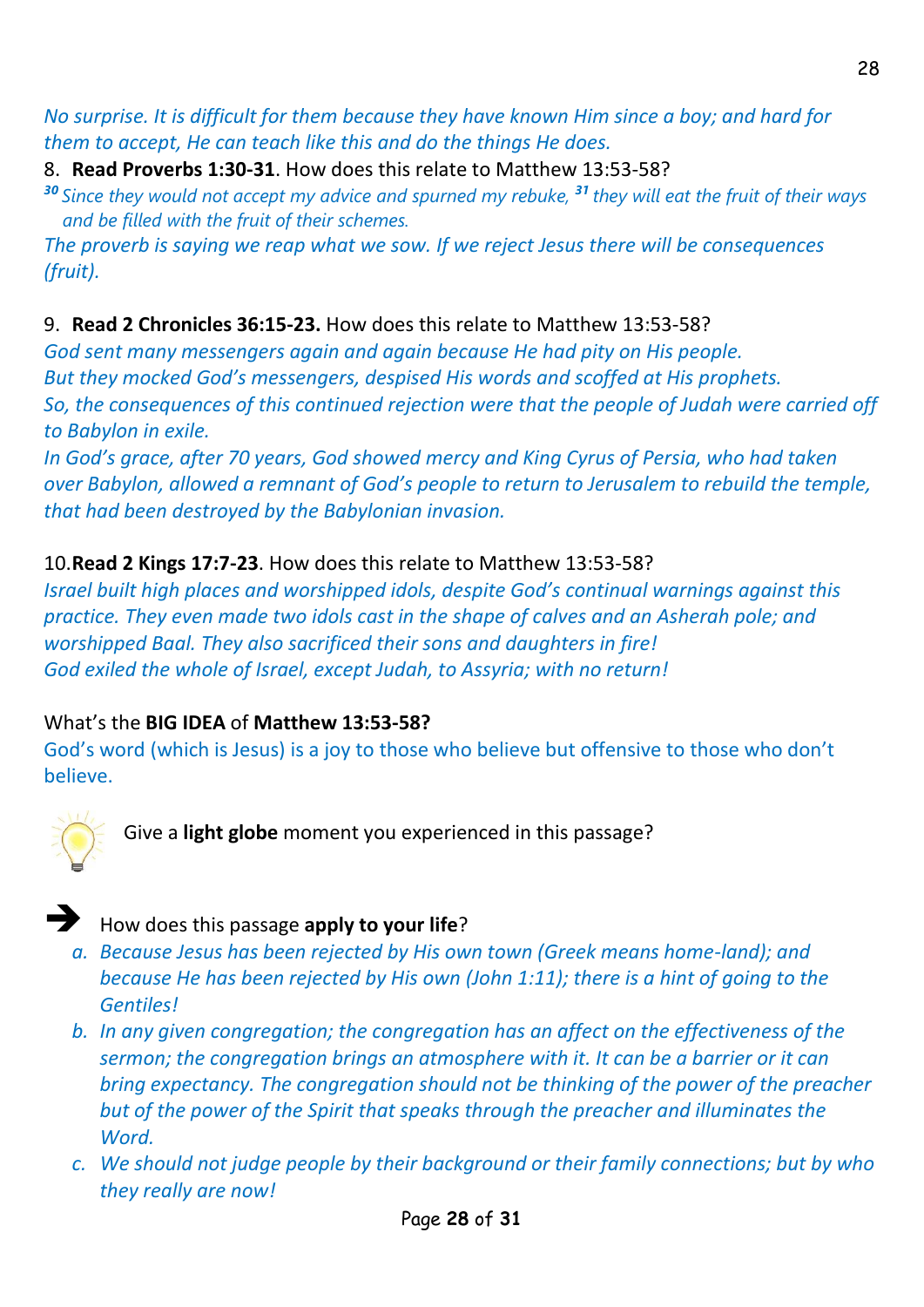*No surprise. It is difficult for them because they have known Him since a boy; and hard for them to accept, He can teach like this and do the things He does.*

8. **Read Proverbs 1:30-31**. How does this relate to Matthew 13:53-58?

*[30] Since they would not accept my advice and spurned my rebuke, [31] they will eat the fruit of their ways and be filled with the fruit of their schemes.*

*The proverb is saying we reap what we sow. If we reject Jesus there will be consequences (fruit).*

9. **Read 2 Chronicles 36:15-23.** How does this relate to Matthew 13:53-58?

*God sent many messengers again and again because He had pity on His people.*
*But they mocked God's messengers, despised His words and scoffed at His prophets.*
*So, the consequences of this continued rejection were that the people of Judah were carried off to Babylon in exile.*
*In God's grace, after 70 years, God showed mercy and King Cyrus of Persia, who had taken over Babylon, allowed a remnant of God's people to return to Jerusalem to rebuild the temple, that had been destroyed by the Babylonian invasion.*

10. **Read 2 Kings 17:7-23**. How does this relate to Matthew 13:53-58?

*Israel built high places and worshipped idols, despite God's continual warnings against this practice. They even made two idols cast in the shape of calves and an Asherah pole; and worshipped Baal. They also sacrificed their sons and daughters in fire!*
*God exiled the whole of Israel, except Judah, to Assyria; with no return!*

What's the **BIG IDEA** of **Matthew 13:53-58?**

God's word (which is Jesus) is a joy to those who believe but offensive to those who don't believe.

Give a **light globe** moment you experienced in this passage?

➔ How does this passage **apply to your life**?

a. *Because Jesus has been rejected by His own town (Greek means home-land); and because He has been rejected by His own (John 1:11); there is a hint of going to the Gentiles!*
b. *In any given congregation; the congregation has an affect on the effectiveness of the sermon; the congregation brings an atmosphere with it. It can be a barrier or it can bring expectancy. The congregation should not be thinking of the power of the preacher but of the power of the Spirit that speaks through the preacher and illuminates the Word.*
c. *We should not judge people by their background or their family connections; but by who they really are now!*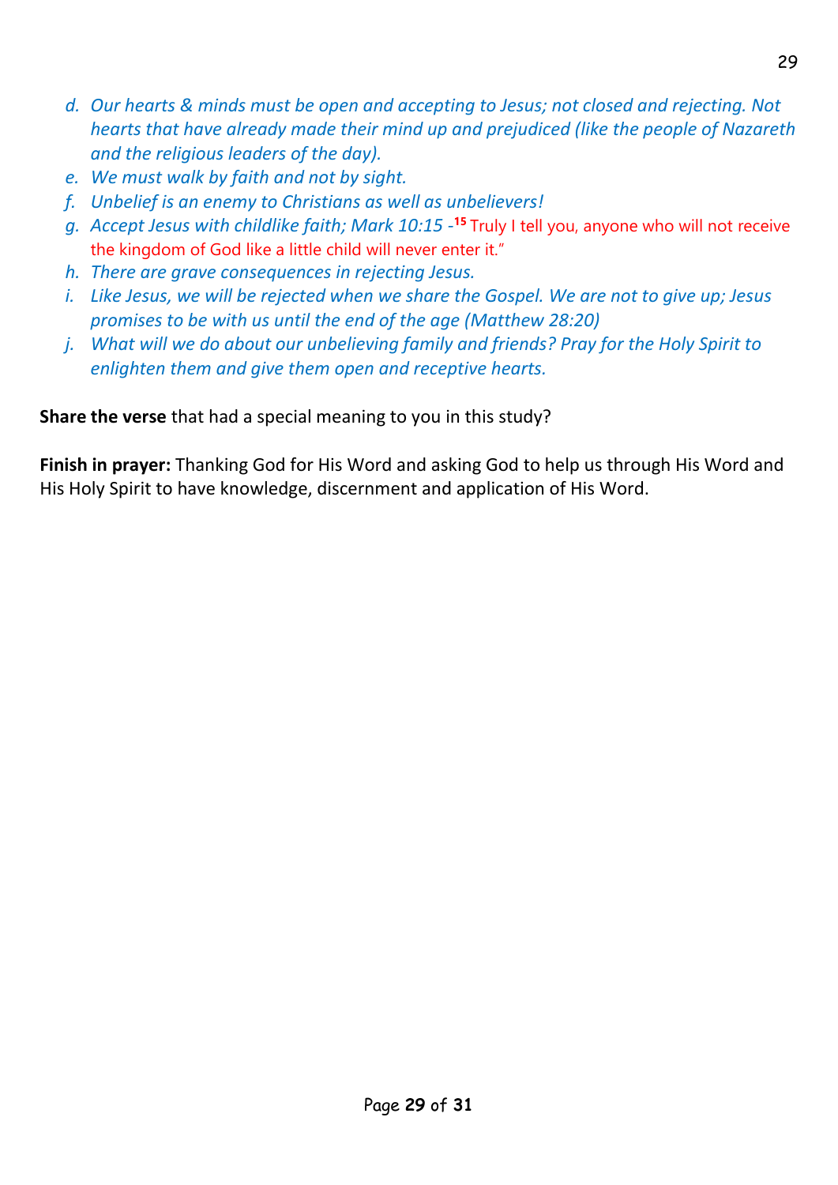d. *Our hearts & minds must be open and accepting to Jesus; not closed and rejecting. Not hearts that have already made their mind up and prejudiced (like the people of Nazareth and the religious leaders of the day).*
e. *We must walk by faith and not by sight.*
f. *Unbelief is an enemy to Christians as well as unbelievers!*
g. *Accept Jesus with childlike faith; Mark 10:15 -* **15** Truly I tell you, anyone who will not receive the kingdom of God like a little child will never enter it."
h. *There are grave consequences in rejecting Jesus.*
i. *Like Jesus, we will be rejected when we share the Gospel. We are not to give up; Jesus promises to be with us until the end of the age (Matthew 28:20)*
j. *What will we do about our unbelieving family and friends? Pray for the Holy Spirit to enlighten them and give them open and receptive hearts.*

**Share the verse** that had a special meaning to you in this study?

**Finish in prayer:** Thanking God for His Word and asking God to help us through His Word and His Holy Spirit to have knowledge, discernment and application of His Word.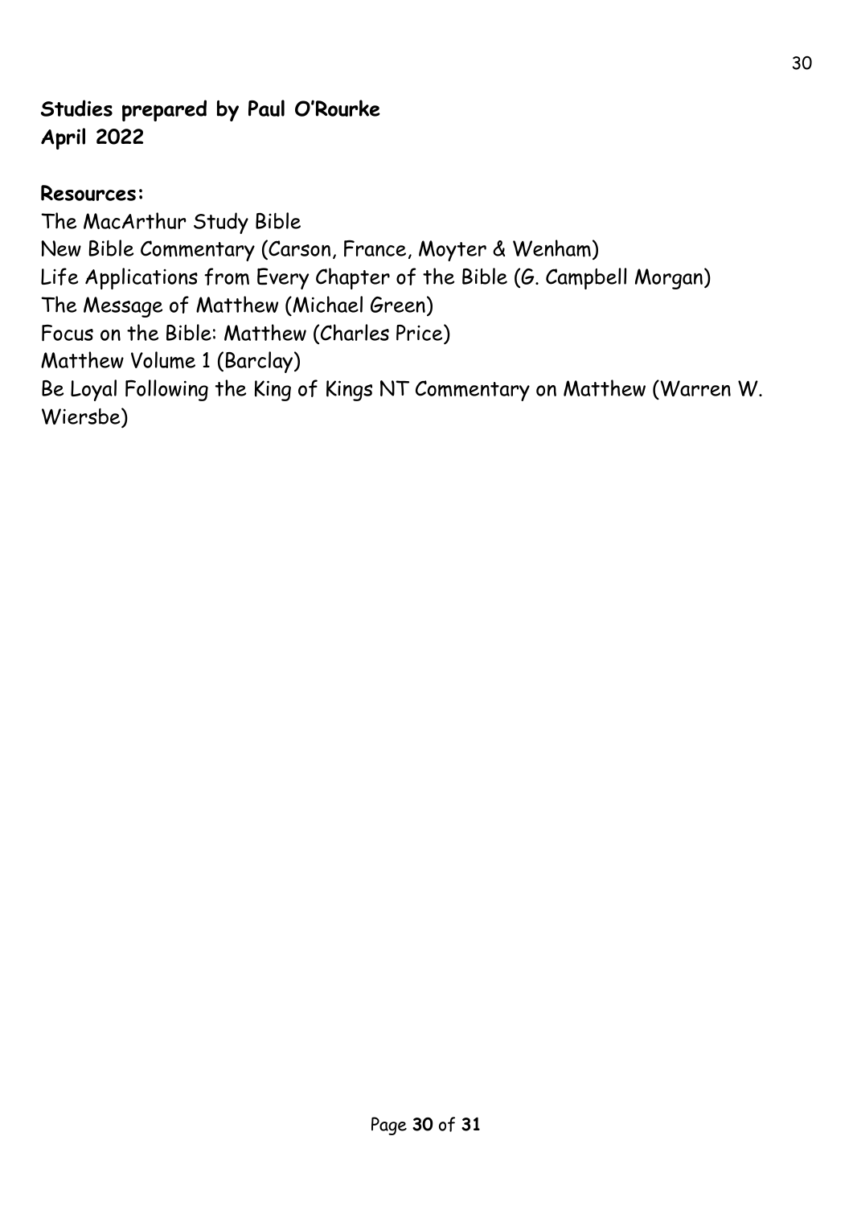**Studies prepared by Paul O'Rourke**
**April 2022**

**Resources:**

The MacArthur Study Bible
New Bible Commentary (Carson, France, Moyter & Wenham)
Life Applications from Every Chapter of the Bible (G. Campbell Morgan)
The Message of Matthew (Michael Green)
Focus on the Bible: Matthew (Charles Price)
Matthew Volume 1 (Barclay)
Be Loyal Following the King of Kings NT Commentary on Matthew (Warren W. Wiersbe)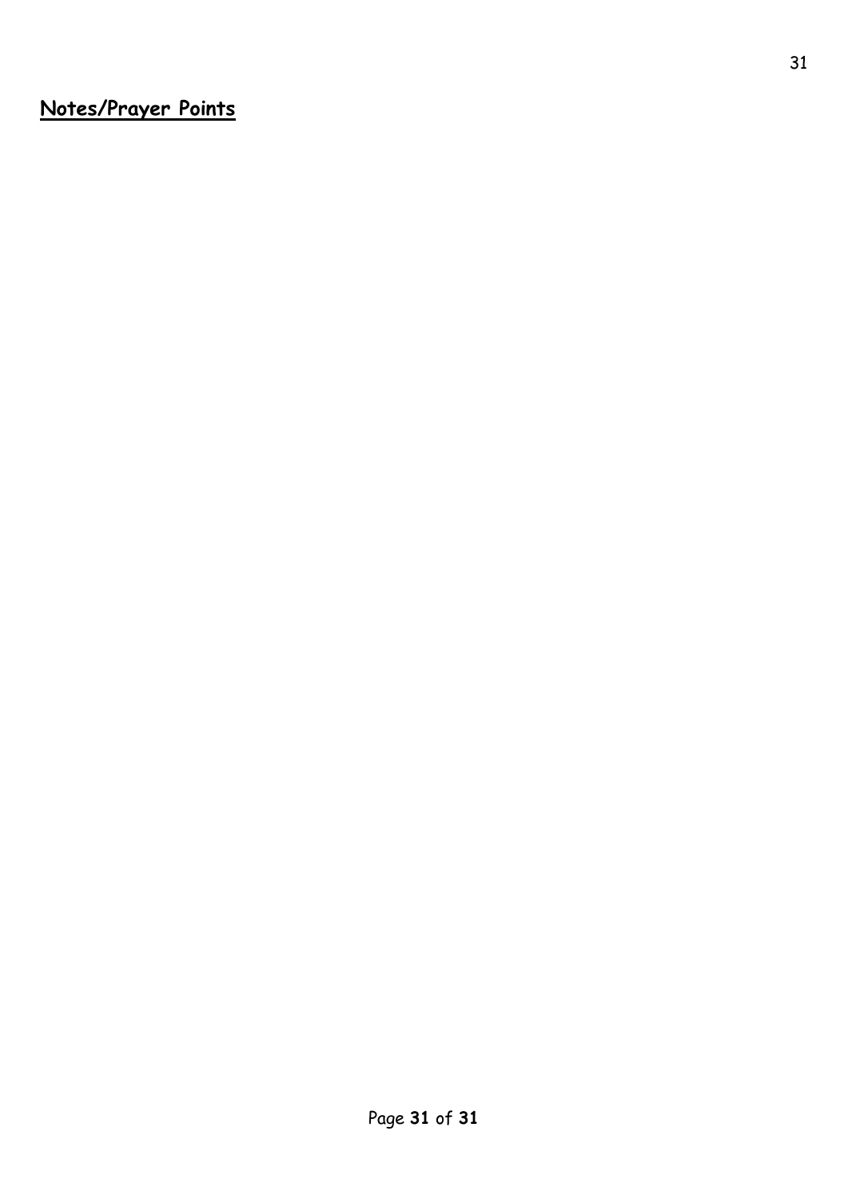**Notes/Prayer Points**